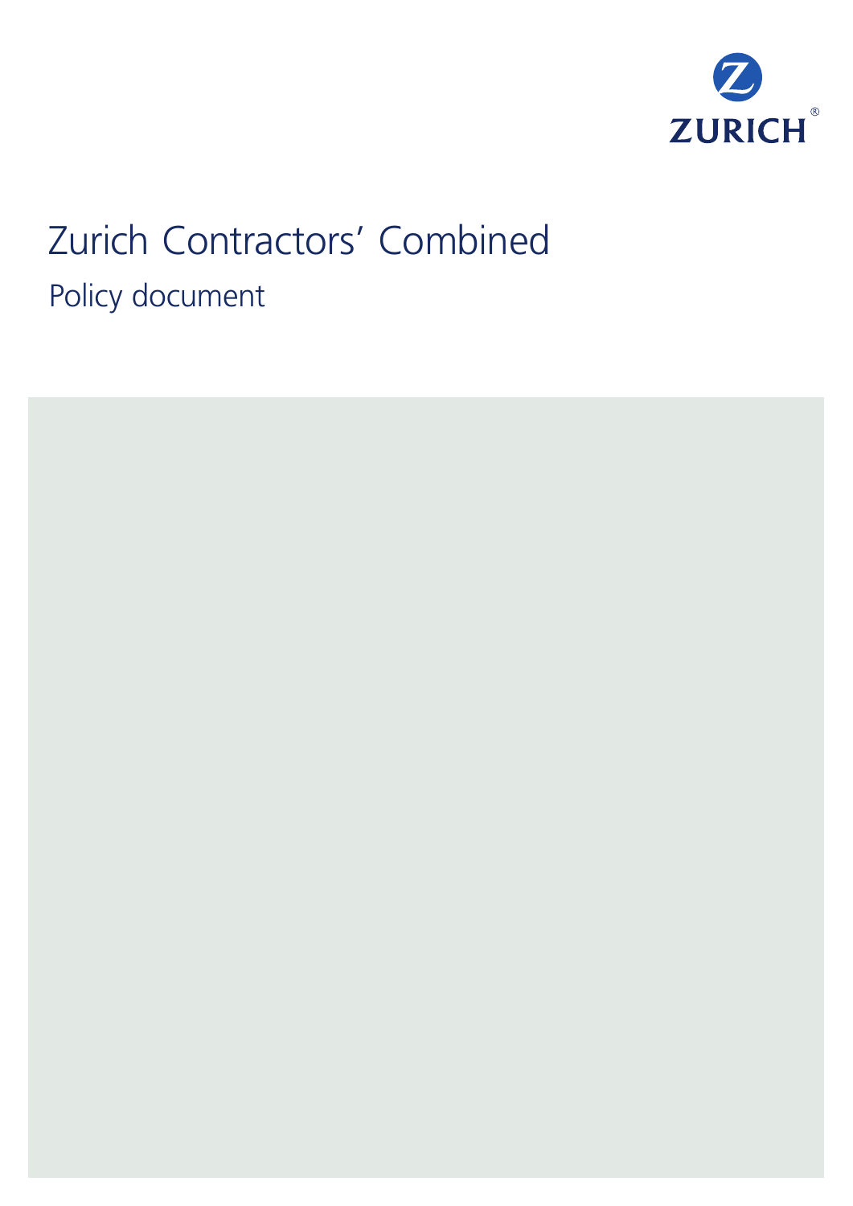ZURICH®

# Zurich Contractors' Combined

## Policy document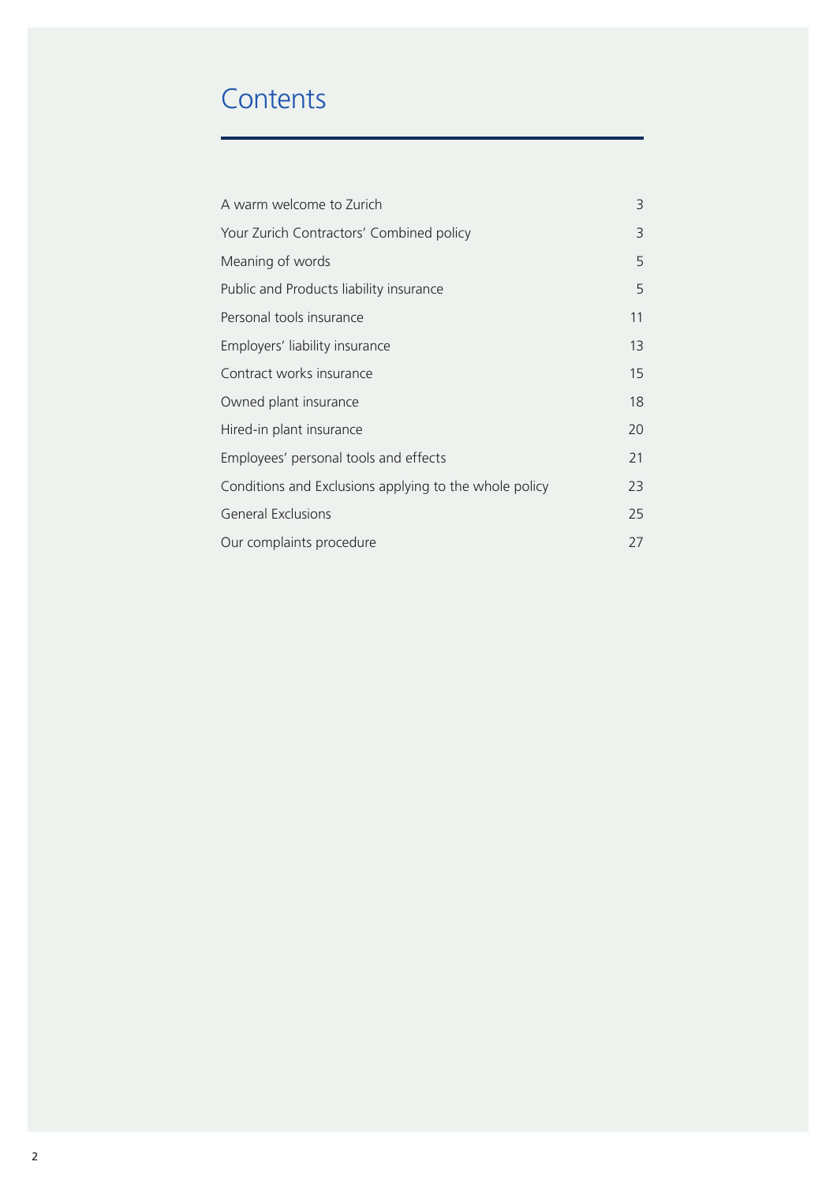# Contents

| | |
|---|---|
| A warm welcome to Zurich | 3 |
| Your Zurich Contractors' Combined policy | 3 |
| Meaning of words | 5 |
| Public and Products liability insurance | 5 |
| Personal tools insurance | 11 |
| Employers' liability insurance | 13 |
| Contract works insurance | 15 |
| Owned plant insurance | 18 |
| Hired-in plant insurance | 20 |
| Employees' personal tools and effects | 21 |
| Conditions and Exclusions applying to the whole policy | 23 |
| General Exclusions | 25 |
| Our complaints procedure | 27 |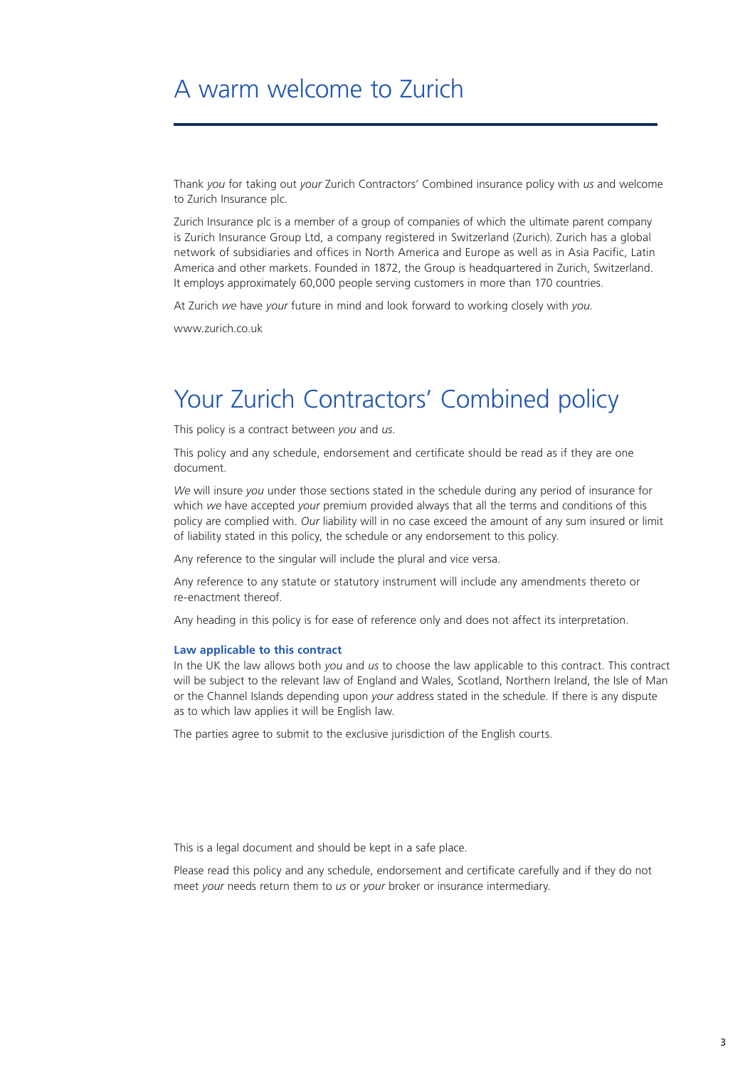# A warm welcome to Zurich

Thank *you* for taking out *your* Zurich Contractors' Combined insurance policy with *us* and welcome to Zurich Insurance plc.

Zurich Insurance plc is a member of a group of companies of which the ultimate parent company is Zurich Insurance Group Ltd, a company registered in Switzerland (Zurich). Zurich has a global network of subsidiaries and offices in North America and Europe as well as in Asia Pacific, Latin America and other markets. Founded in 1872, the Group is headquartered in Zurich, Switzerland. It employs approximately 60,000 people serving customers in more than 170 countries.

At Zurich *we* have *your* future in mind and look forward to working closely with *you*.

www.zurich.co.uk

# Your Zurich Contractors' Combined policy

This policy is a contract between *you* and *us*.

This policy and any schedule, endorsement and certificate should be read as if they are one document.

*We* will insure *you* under those sections stated in the schedule during any period of insurance for which *we* have accepted *your* premium provided always that all the terms and conditions of this policy are complied with. *Our* liability will in no case exceed the amount of any sum insured or limit of liability stated in this policy, the schedule or any endorsement to this policy.

Any reference to the singular will include the plural and vice versa.

Any reference to any statute or statutory instrument will include any amendments thereto or re-enactment thereof.

Any heading in this policy is for ease of reference only and does not affect its interpretation.

**Law applicable to this contract**

In the UK the law allows both *you* and *us* to choose the law applicable to this contract. This contract will be subject to the relevant law of England and Wales, Scotland, Northern Ireland, the Isle of Man or the Channel Islands depending upon *your* address stated in the schedule. If there is any dispute as to which law applies it will be English law.

The parties agree to submit to the exclusive jurisdiction of the English courts.

This is a legal document and should be kept in a safe place.

Please read this policy and any schedule, endorsement and certificate carefully and if they do not meet *your* needs return them to *us* or *your* broker or insurance intermediary.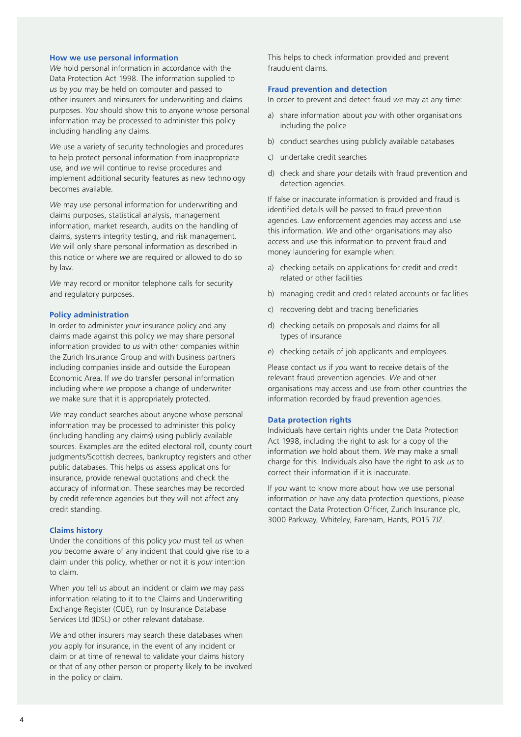## How we use personal information

*We* hold personal information in accordance with the Data Protection Act 1998. The information supplied to *us* by *you* may be held on computer and passed to other insurers and reinsurers for underwriting and claims purposes. *You* should show this to anyone whose personal information may be processed to administer this policy including handling any claims.

*We* use a variety of security technologies and procedures to help protect personal information from inappropriate use, and *we* will continue to revise procedures and implement additional security features as new technology becomes available.

*We* may use personal information for underwriting and claims purposes, statistical analysis, management information, market research, audits on the handling of claims, systems integrity testing, and risk management. *We* will only share personal information as described in this notice or where *we* are required or allowed to do so by law.

*We* may record or monitor telephone calls for security and regulatory purposes.

## Policy administration

In order to administer *your* insurance policy and any claims made against this policy *we* may share personal information provided to *us* with other companies within the Zurich Insurance Group and with business partners including companies inside and outside the European Economic Area. If *we* do transfer personal information including where *we* propose a change of underwriter *we* make sure that it is appropriately protected.

*We* may conduct searches about anyone whose personal information may be processed to administer this policy (including handling any claims) using publicly available sources. Examples are the edited electoral roll, county court judgments/Scottish decrees, bankruptcy registers and other public databases. This helps *us* assess applications for insurance, provide renewal quotations and check the accuracy of information. These searches may be recorded by credit reference agencies but they will not affect any credit standing.

## Claims history

Under the conditions of this policy *you* must tell *us* when *you* become aware of any incident that could give rise to a claim under this policy, whether or not it is *your* intention to claim.

When *you* tell *us* about an incident or claim *we* may pass information relating to it to the Claims and Underwriting Exchange Register (CUE), run by Insurance Database Services Ltd (IDSL) or other relevant database.

*We* and other insurers may search these databases when *you* apply for insurance, in the event of any incident or claim or at time of renewal to validate your claims history or that of any other person or property likely to be involved in the policy or claim.

This helps to check information provided and prevent fraudulent claims.

## Fraud prevention and detection

In order to prevent and detect fraud *we* may at any time:

a) share information about *you* with other organisations including the police

b) conduct searches using publicly available databases

c) undertake credit searches

d) check and share *your* details with fraud prevention and detection agencies.

If false or inaccurate information is provided and fraud is identified details will be passed to fraud prevention agencies. Law enforcement agencies may access and use this information. *We* and other organisations may also access and use this information to prevent fraud and money laundering for example when:

a) checking details on applications for credit and credit related or other facilities

b) managing credit and credit related accounts or facilities

c) recovering debt and tracing beneficiaries

d) checking details on proposals and claims for all types of insurance

e) checking details of job applicants and employees.

Please contact *us* if *you* want to receive details of the relevant fraud prevention agencies. *We* and other organisations may access and use from other countries the information recorded by fraud prevention agencies.

## Data protection rights

Individuals have certain rights under the Data Protection Act 1998, including the right to ask for a copy of the information *we* hold about them. *We* may make a small charge for this. Individuals also have the right to ask *us* to correct their information if it is inaccurate.

If *you* want to know more about how *we* use personal information or have any data protection questions, please contact the Data Protection Officer, Zurich Insurance plc, 3000 Parkway, Whiteley, Fareham, Hants, PO15 7JZ.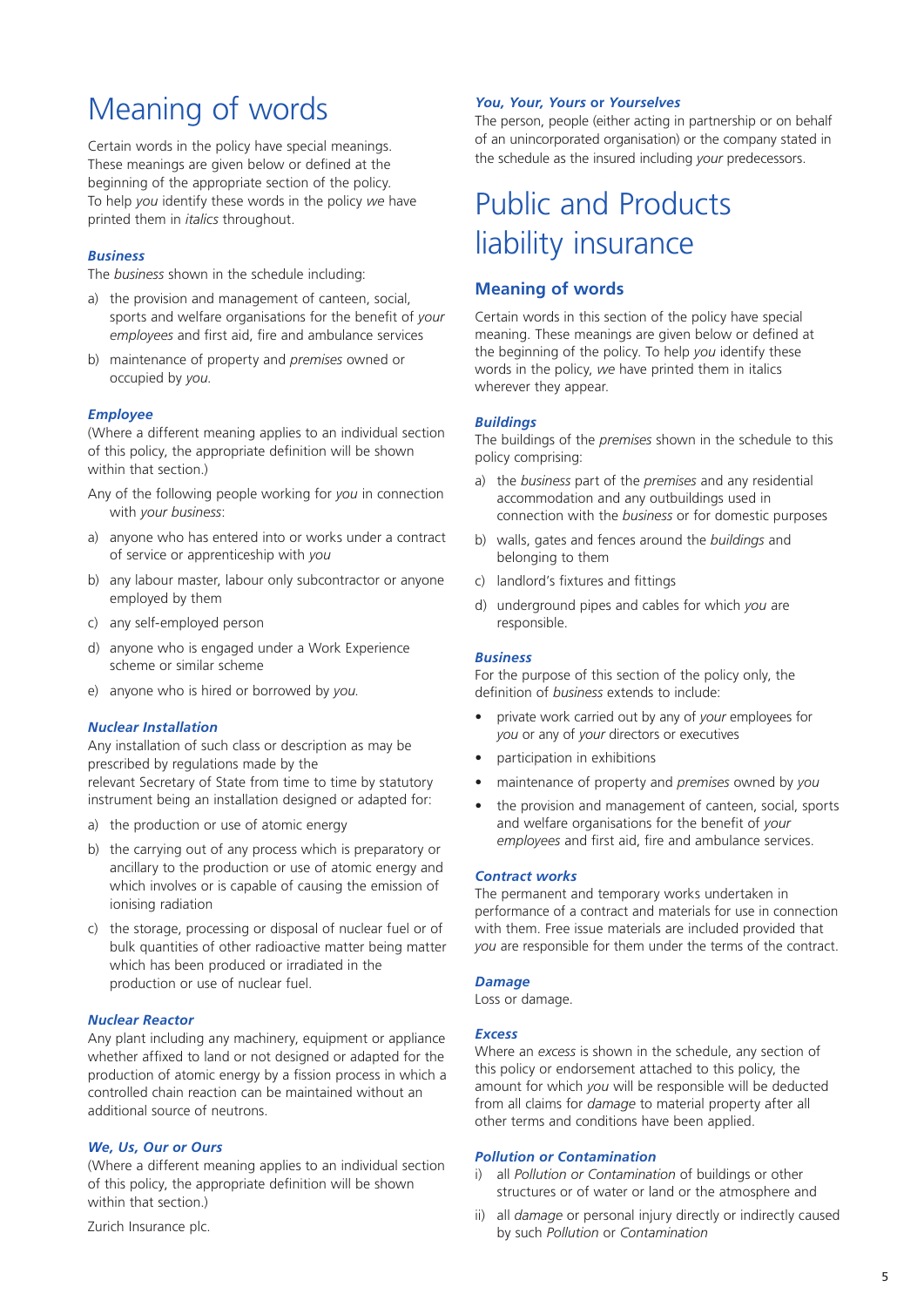# Meaning of words

Certain words in the policy have special meanings. These meanings are given below or defined at the beginning of the appropriate section of the policy. To help *you* identify these words in the policy *we* have printed them in *italics* throughout.

### *Business*

The *business* shown in the schedule including:

a) the provision and management of canteen, social, sports and welfare organisations for the benefit of *your employees* and first aid, fire and ambulance services

b) maintenance of property and *premises* owned or occupied by *you*.

### *Employee*

(Where a different meaning applies to an individual section of this policy, the appropriate definition will be shown within that section.)

Any of the following people working for *you* in connection with *your business*:

a) anyone who has entered into or works under a contract of service or apprenticeship with *you*

b) any labour master, labour only subcontractor or anyone employed by them

c) any self-employed person

d) anyone who is engaged under a Work Experience scheme or similar scheme

e) anyone who is hired or borrowed by *you*.

### *Nuclear Installation*

Any installation of such class or description as may be prescribed by regulations made by the relevant Secretary of State from time to time by statutory instrument being an installation designed or adapted for:

a) the production or use of atomic energy

b) the carrying out of any process which is preparatory or ancillary to the production or use of atomic energy and which involves or is capable of causing the emission of ionising radiation

c) the storage, processing or disposal of nuclear fuel or of bulk quantities of other radioactive matter being matter which has been produced or irradiated in the production or use of nuclear fuel.

### *Nuclear Reactor*

Any plant including any machinery, equipment or appliance whether affixed to land or not designed or adapted for the production of atomic energy by a fission process in which a controlled chain reaction can be maintained without an additional source of neutrons.

### *We, Us, Our or Ours*

(Where a different meaning applies to an individual section of this policy, the appropriate definition will be shown within that section.)

Zurich Insurance plc.

### *You, Your, Yours* or *Yourselves*

The person, people (either acting in partnership or on behalf of an unincorporated organisation) or the company stated in the schedule as the insured including *your* predecessors.

# Public and Products liability insurance

## Meaning of words

Certain words in this section of the policy have special meaning. These meanings are given below or defined at the beginning of the policy. To help *you* identify these words in the policy, *we* have printed them in italics wherever they appear.

### *Buildings*

The buildings of the *premises* shown in the schedule to this policy comprising:

a) the *business* part of the *premises* and any residential accommodation and any outbuildings used in connection with the *business* or for domestic purposes

b) walls, gates and fences around the *buildings* and belonging to them

c) landlord's fixtures and fittings

d) underground pipes and cables for which *you* are responsible.

### *Business*

For the purpose of this section of the policy only, the definition of *business* extends to include:

- private work carried out by any of *your* employees for *you* or any of *your* directors or executives
- participation in exhibitions
- maintenance of property and *premises* owned by *you*
- the provision and management of canteen, social, sports and welfare organisations for the benefit of *your employees* and first aid, fire and ambulance services.

### *Contract works*

The permanent and temporary works undertaken in performance of a contract and materials for use in connection with them. Free issue materials are included provided that *you* are responsible for them under the terms of the contract.

### *Damage*

Loss or damage.

### *Excess*

Where an *excess* is shown in the schedule, any section of this policy or endorsement attached to this policy, the amount for which *you* will be responsible will be deducted from all claims for *damage* to material property after all other terms and conditions have been applied.

### *Pollution or Contamination*

i) all *Pollution or Contamination* of buildings or other structures or of water or land or the atmosphere and

ii) all *damage* or personal injury directly or indirectly caused by such *Pollution* or *Contamination*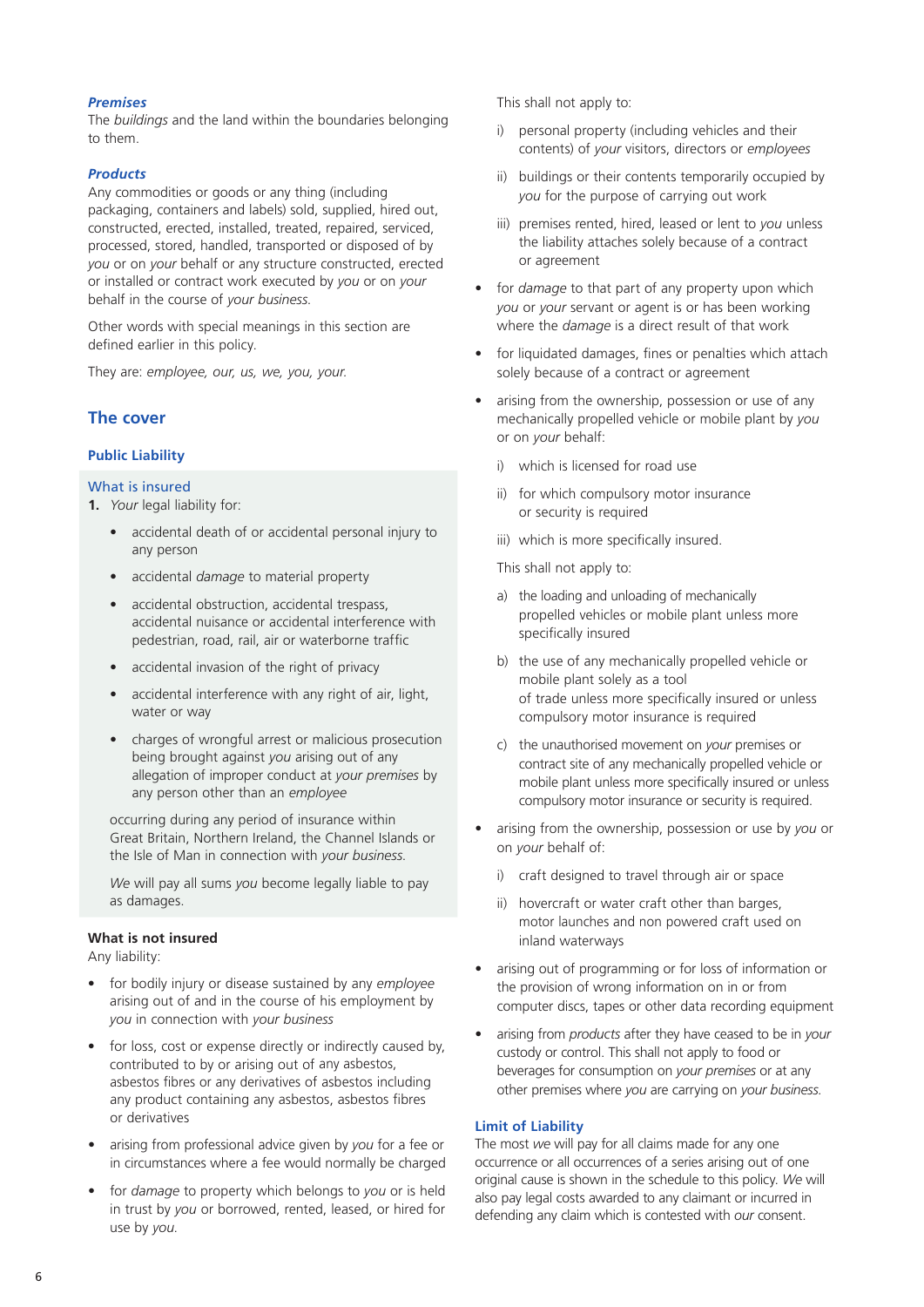### *Premises*

The *buildings* and the land within the boundaries belonging to them.

### *Products*

Any commodities or goods or any thing (including packaging, containers and labels) sold, supplied, hired out, constructed, erected, installed, treated, repaired, serviced, processed, stored, handled, transported or disposed of by *you* or on *your* behalf or any structure constructed, erected or installed or contract work executed by *you* or on *your* behalf in the course of *your business*.

Other words with special meanings in this section are defined earlier in this policy.

They are: *employee, our, us, we, you, your.*

## The cover

### Public Liability

#### What is insured

1. *Your* legal liability for:

   - accidental death of or accidental personal injury to any person
   - accidental *damage* to material property
   - accidental obstruction, accidental trespass, accidental nuisance or accidental interference with pedestrian, road, rail, air or waterborne traffic
   - accidental invasion of the right of privacy
   - accidental interference with any right of air, light, water or way
   - charges of wrongful arrest or malicious prosecution being brought against *you* arising out of any allegation of improper conduct at *your premises* by any person other than an *employee*

   occurring during any period of insurance within Great Britain, Northern Ireland, the Channel Islands or the Isle of Man in connection with *your business*.

   *We* will pay all sums *you* become legally liable to pay as damages.

#### What is not insured

Any liability:

- for bodily injury or disease sustained by any *employee* arising out of and in the course of his employment by *you* in connection with *your business*
- for loss, cost or expense directly or indirectly caused by, contributed to by or arising out of any asbestos, asbestos fibres or any derivatives of asbestos including any product containing any asbestos, asbestos fibres or derivatives
- arising from professional advice given by *you* for a fee or in circumstances where a fee would normally be charged
- for *damage* to property which belongs to *you* or is held in trust by *you* or borrowed, rented, leased, or hired for use by *you*.

  This shall not apply to:

  i) personal property (including vehicles and their contents) of *your* visitors, directors or *employees*

  ii) buildings or their contents temporarily occupied by *you* for the purpose of carrying out work

  iii) premises rented, hired, leased or lent to *you* unless the liability attaches solely because of a contract or agreement

- for *damage* to that part of any property upon which *you* or *your* servant or agent is or has been working where the *damage* is a direct result of that work
- for liquidated damages, fines or penalties which attach solely because of a contract or agreement
- arising from the ownership, possession or use of any mechanically propelled vehicle or mobile plant by *you* or on *your* behalf:

  i) which is licensed for road use

  ii) for which compulsory motor insurance or security is required

  iii) which is more specifically insured.

  This shall not apply to:

  a) the loading and unloading of mechanically propelled vehicles or mobile plant unless more specifically insured

  b) the use of any mechanically propelled vehicle or mobile plant solely as a tool of trade unless more specifically insured or unless compulsory motor insurance is required

  c) the unauthorised movement on *your* premises or contract site of any mechanically propelled vehicle or mobile plant unless more specifically insured or unless compulsory motor insurance or security is required.

- arising from the ownership, possession or use by *you* or on *your* behalf of:

  i) craft designed to travel through air or space

  ii) hovercraft or water craft other than barges, motor launches and non powered craft used on inland waterways

- arising out of programming or for loss of information or the provision of wrong information on in or from computer discs, tapes or other data recording equipment
- arising from *products* after they have ceased to be in *your* custody or control. This shall not apply to food or beverages for consumption on *your premises* or at any other premises where *you* are carrying on *your business*.

### Limit of Liability

The most *we* will pay for all claims made for any one occurrence or all occurrences of a series arising out of one original cause is shown in the schedule to this policy. *We* will also pay legal costs awarded to any claimant or incurred in defending any claim which is contested with *our* consent.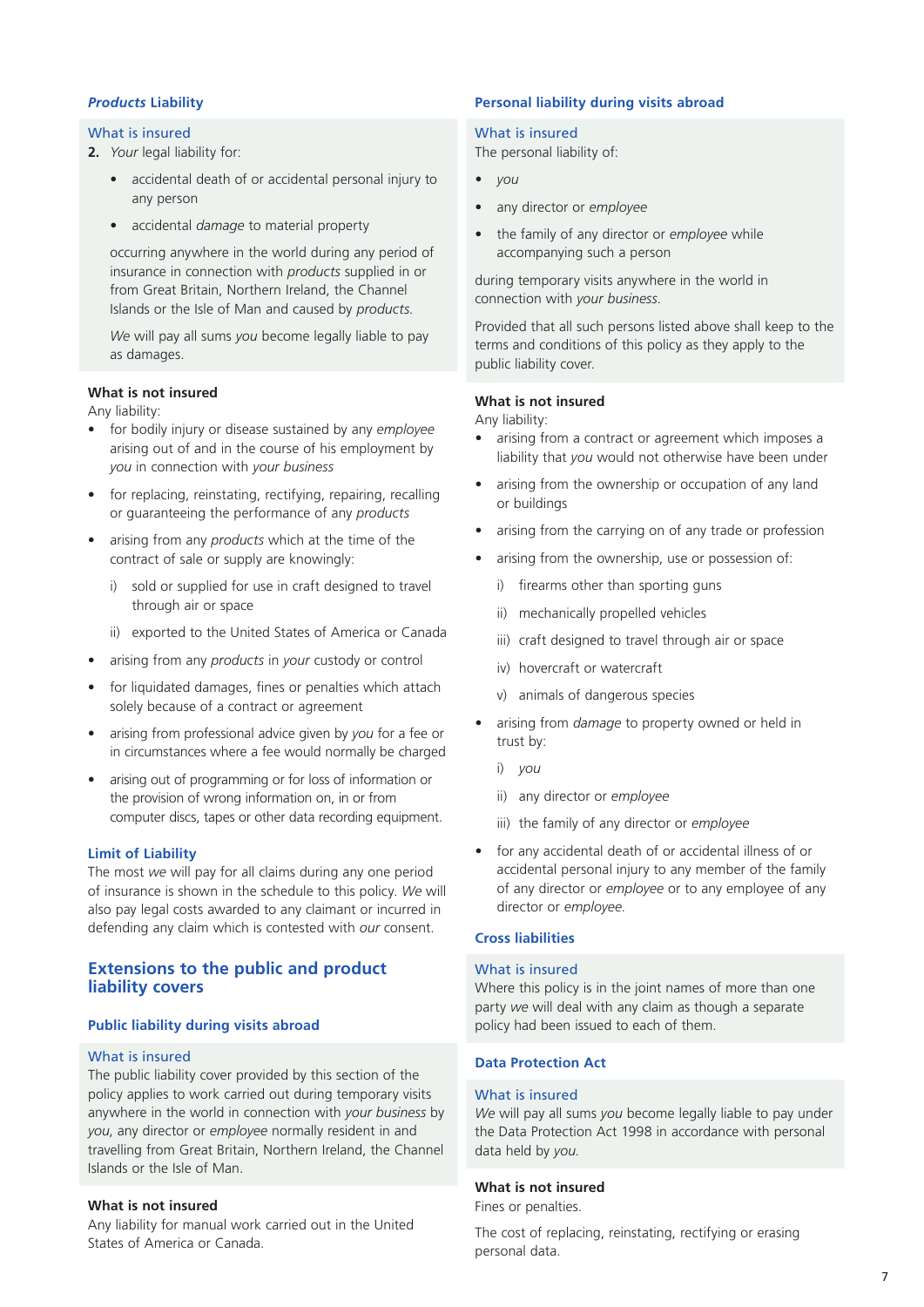### *Products* Liability

#### What is insured

**2.** *Your* legal liability for:

- accidental death of or accidental personal injury to any person
- accidental *damage* to material property

occurring anywhere in the world during any period of insurance in connection with *products* supplied in or from Great Britain, Northern Ireland, the Channel Islands or the Isle of Man and caused by *products*.

*We* will pay all sums *you* become legally liable to pay as damages.

#### What is not insured

Any liability:

- for bodily injury or disease sustained by any *employee* arising out of and in the course of his employment by *you* in connection with *your business*
- for replacing, reinstating, rectifying, repairing, recalling or guaranteeing the performance of any *products*
- arising from any *products* which at the time of the contract of sale or supply are knowingly:
  - i) sold or supplied for use in craft designed to travel through air or space
  - ii) exported to the United States of America or Canada
- arising from any *products* in *your* custody or control
- for liquidated damages, fines or penalties which attach solely because of a contract or agreement
- arising from professional advice given by *you* for a fee or in circumstances where a fee would normally be charged
- arising out of programming or for loss of information or the provision of wrong information on, in or from computer discs, tapes or other data recording equipment.

#### Limit of Liability

The most *we* will pay for all claims during any one period of insurance is shown in the schedule to this policy. *We* will also pay legal costs awarded to any claimant or incurred in defending any claim which is contested with *our* consent.

## Extensions to the public and product liability covers

### Public liability during visits abroad

#### What is insured

The public liability cover provided by this section of the policy applies to work carried out during temporary visits anywhere in the world in connection with *your business* by *you*, any director or *employee* normally resident in and travelling from Great Britain, Northern Ireland, the Channel Islands or the Isle of Man.

#### What is not insured

Any liability for manual work carried out in the United States of America or Canada.

### Personal liability during visits abroad

#### What is insured

The personal liability of:

- *you*
- any director or *employee*
- the family of any director or *employee* while accompanying such a person

during temporary visits anywhere in the world in connection with *your business*.

Provided that all such persons listed above shall keep to the terms and conditions of this policy as they apply to the public liability cover.

#### What is not insured

Any liability:

- arising from a contract or agreement which imposes a liability that *you* would not otherwise have been under
- arising from the ownership or occupation of any land or buildings
- arising from the carrying on of any trade or profession
- arising from the ownership, use or possession of:
  - i) firearms other than sporting guns
  - ii) mechanically propelled vehicles
  - iii) craft designed to travel through air or space
  - iv) hovercraft or watercraft
  - v) animals of dangerous species
- arising from *damage* to property owned or held in trust by:
  - i) *you*
  - ii) any director or *employee*
  - iii) the family of any director or *employee*
- for any accidental death of or accidental illness of or accidental personal injury to any member of the family of any director or *employee* or to any employee of any director or *employee*.

### Cross liabilities

#### What is insured

Where this policy is in the joint names of more than one party *we* will deal with any claim as though a separate policy had been issued to each of them.

### Data Protection Act

#### What is insured

*We* will pay all sums *you* become legally liable to pay under the Data Protection Act 1998 in accordance with personal data held by *you*.

#### What is not insured

Fines or penalties.

The cost of replacing, reinstating, rectifying or erasing personal data.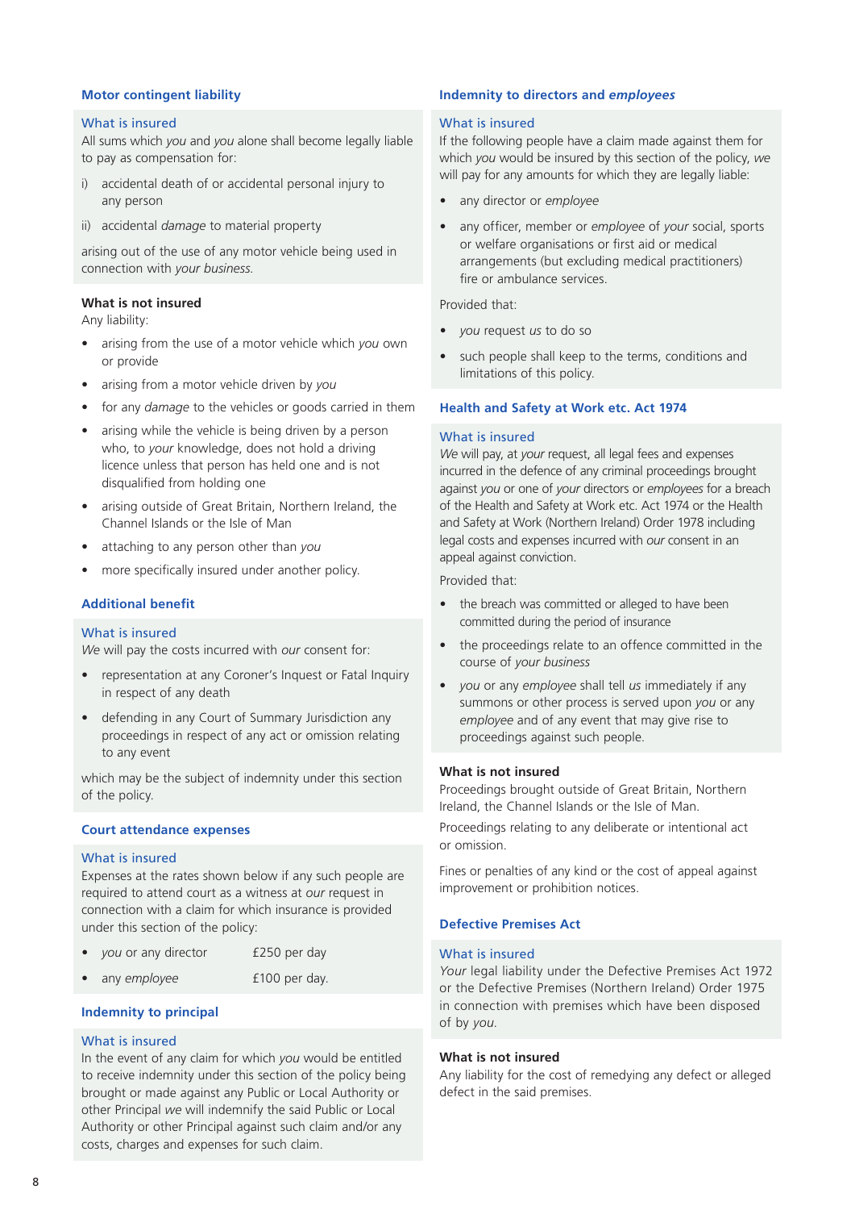### Motor contingent liability

#### What is insured

All sums which *you* and *you* alone shall become legally liable to pay as compensation for:

i) accidental death of or accidental personal injury to any person

ii) accidental *damage* to material property

arising out of the use of any motor vehicle being used in connection with *your business*.

#### What is not insured

Any liability:

- arising from the use of a motor vehicle which *you* own or provide
- arising from a motor vehicle driven by *you*
- for any *damage* to the vehicles or goods carried in them
- arising while the vehicle is being driven by a person who, to *your* knowledge, does not hold a driving licence unless that person has held one and is not disqualified from holding one
- arising outside of Great Britain, Northern Ireland, the Channel Islands or the Isle of Man
- attaching to any person other than *you*
- more specifically insured under another policy.

### Additional benefit

#### What is insured

*We* will pay the costs incurred with *our* consent for:

- representation at any Coroner's Inquest or Fatal Inquiry in respect of any death
- defending in any Court of Summary Jurisdiction any proceedings in respect of any act or omission relating to any event

which may be the subject of indemnity under this section of the policy.

### Court attendance expenses

#### What is insured

Expenses at the rates shown below if any such people are required to attend court as a witness at *our* request in connection with a claim for which insurance is provided under this section of the policy:

- *you* or any director £250 per day
- any *employee* £100 per day.

### Indemnity to principal

#### What is insured

In the event of any claim for which *you* would be entitled to receive indemnity under this section of the policy being brought or made against any Public or Local Authority or other Principal *we* will indemnify the said Public or Local Authority or other Principal against such claim and/or any costs, charges and expenses for such claim.

### Indemnity to directors and *employees*

#### What is insured

If the following people have a claim made against them for which *you* would be insured by this section of the policy, *we* will pay for any amounts for which they are legally liable:

- any director or *employee*
- any officer, member or *employee* of *your* social, sports or welfare organisations or first aid or medical arrangements (but excluding medical practitioners) fire or ambulance services.

Provided that:

- *you* request *us* to do so
- such people shall keep to the terms, conditions and limitations of this policy.

### Health and Safety at Work etc. Act 1974

#### What is insured

*We* will pay, at *your* request, all legal fees and expenses incurred in the defence of any criminal proceedings brought against *you* or one of *your* directors or *employees* for a breach of the Health and Safety at Work etc. Act 1974 or the Health and Safety at Work (Northern Ireland) Order 1978 including legal costs and expenses incurred with *our* consent in an appeal against conviction.

Provided that:

- the breach was committed or alleged to have been committed during the period of insurance
- the proceedings relate to an offence committed in the course of *your business*
- *you* or any *employee* shall tell *us* immediately if any summons or other process is served upon *you* or any *employee* and of any event that may give rise to proceedings against such people.

#### What is not insured

Proceedings brought outside of Great Britain, Northern Ireland, the Channel Islands or the Isle of Man.

Proceedings relating to any deliberate or intentional act or omission.

Fines or penalties of any kind or the cost of appeal against improvement or prohibition notices.

### Defective Premises Act

#### What is insured

*Your* legal liability under the Defective Premises Act 1972 or the Defective Premises (Northern Ireland) Order 1975 in connection with premises which have been disposed of by *you*.

#### What is not insured

Any liability for the cost of remedying any defect or alleged defect in the said premises.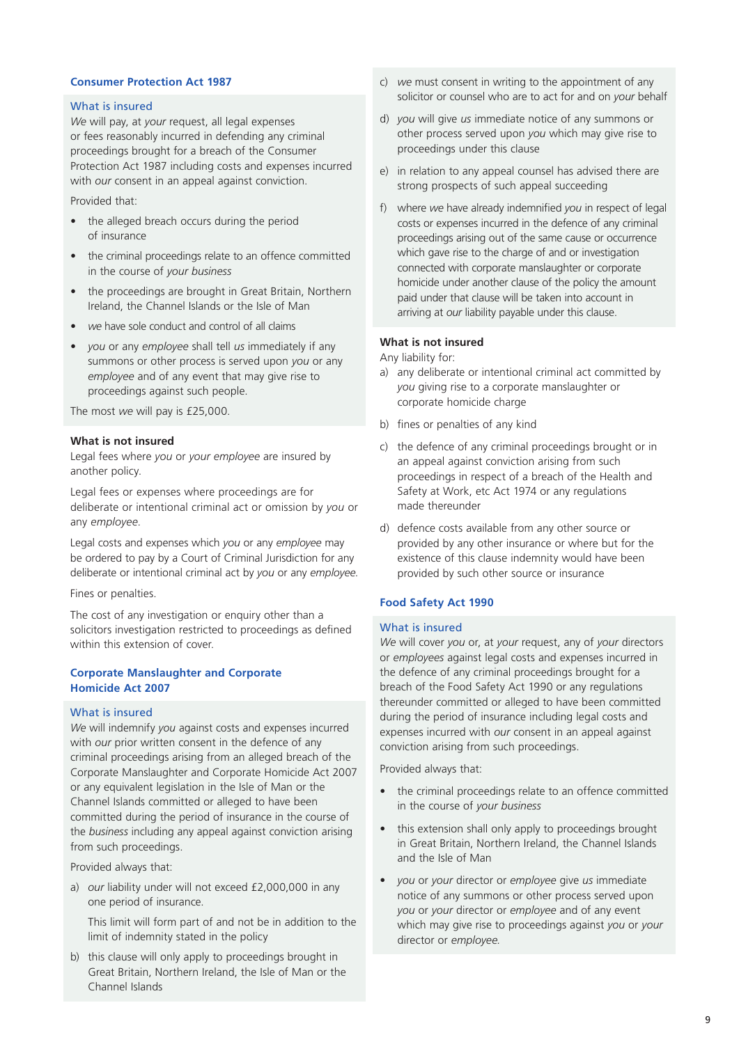### Consumer Protection Act 1987

#### What is insured

*We* will pay, at *your* request, all legal expenses or fees reasonably incurred in defending any criminal proceedings brought for a breach of the Consumer Protection Act 1987 including costs and expenses incurred with *our* consent in an appeal against conviction.

Provided that:

- the alleged breach occurs during the period of insurance
- the criminal proceedings relate to an offence committed in the course of *your business*
- the proceedings are brought in Great Britain, Northern Ireland, the Channel Islands or the Isle of Man
- *we* have sole conduct and control of all claims
- *you* or any *employee* shall tell *us* immediately if any summons or other process is served upon *you* or any *employee* and of any event that may give rise to proceedings against such people.

The most *we* will pay is £25,000.

#### What is not insured

Legal fees where *you* or *your employee* are insured by another policy.

Legal fees or expenses where proceedings are for deliberate or intentional criminal act or omission by *you* or any *employee*.

Legal costs and expenses which *you* or any *employee* may be ordered to pay by a Court of Criminal Jurisdiction for any deliberate or intentional criminal act by *you* or any *employee*.

Fines or penalties.

The cost of any investigation or enquiry other than a solicitors investigation restricted to proceedings as defined within this extension of cover.

### Corporate Manslaughter and Corporate Homicide Act 2007

#### What is insured

*We* will indemnify *you* against costs and expenses incurred with *our* prior written consent in the defence of any criminal proceedings arising from an alleged breach of the Corporate Manslaughter and Corporate Homicide Act 2007 or any equivalent legislation in the Isle of Man or the Channel Islands committed or alleged to have been committed during the period of insurance in the course of the *business* including any appeal against conviction arising from such proceedings.

Provided always that:

a) *our* liability under will not exceed £2,000,000 in any one period of insurance.

   This limit will form part of and not be in addition to the limit of indemnity stated in the policy

b) this clause will only apply to proceedings brought in Great Britain, Northern Ireland, the Isle of Man or the Channel Islands

c) *we* must consent in writing to the appointment of any solicitor or counsel who are to act for and on *your* behalf

d) *you* will give *us* immediate notice of any summons or other process served upon *you* which may give rise to proceedings under this clause

e) in relation to any appeal counsel has advised there are strong prospects of such appeal succeeding

f) where *we* have already indemnified *you* in respect of legal costs or expenses incurred in the defence of any criminal proceedings arising out of the same cause or occurrence which gave rise to the charge of and or investigation connected with corporate manslaughter or corporate homicide under another clause of the policy the amount paid under that clause will be taken into account in arriving at *our* liability payable under this clause.

#### What is not insured

Any liability for:

a) any deliberate or intentional criminal act committed by *you* giving rise to a corporate manslaughter or corporate homicide charge

b) fines or penalties of any kind

c) the defence of any criminal proceedings brought or in an appeal against conviction arising from such proceedings in respect of a breach of the Health and Safety at Work, etc Act 1974 or any regulations made thereunder

d) defence costs available from any other source or provided by any other insurance or where but for the existence of this clause indemnity would have been provided by such other source or insurance

### Food Safety Act 1990

#### What is insured

*We* will cover *you* or, at *your* request, any of *your* directors or *employees* against legal costs and expenses incurred in the defence of any criminal proceedings brought for a breach of the Food Safety Act 1990 or any regulations thereunder committed or alleged to have been committed during the period of insurance including legal costs and expenses incurred with *our* consent in an appeal against conviction arising from such proceedings.

Provided always that:

- the criminal proceedings relate to an offence committed in the course of *your business*
- this extension shall only apply to proceedings brought in Great Britain, Northern Ireland, the Channel Islands and the Isle of Man
- *you* or *your* director or *employee* give *us* immediate notice of any summons or other process served upon *you* or *your* director or *employee* and of any event which may give rise to proceedings against *you* or *your* director or *employee*.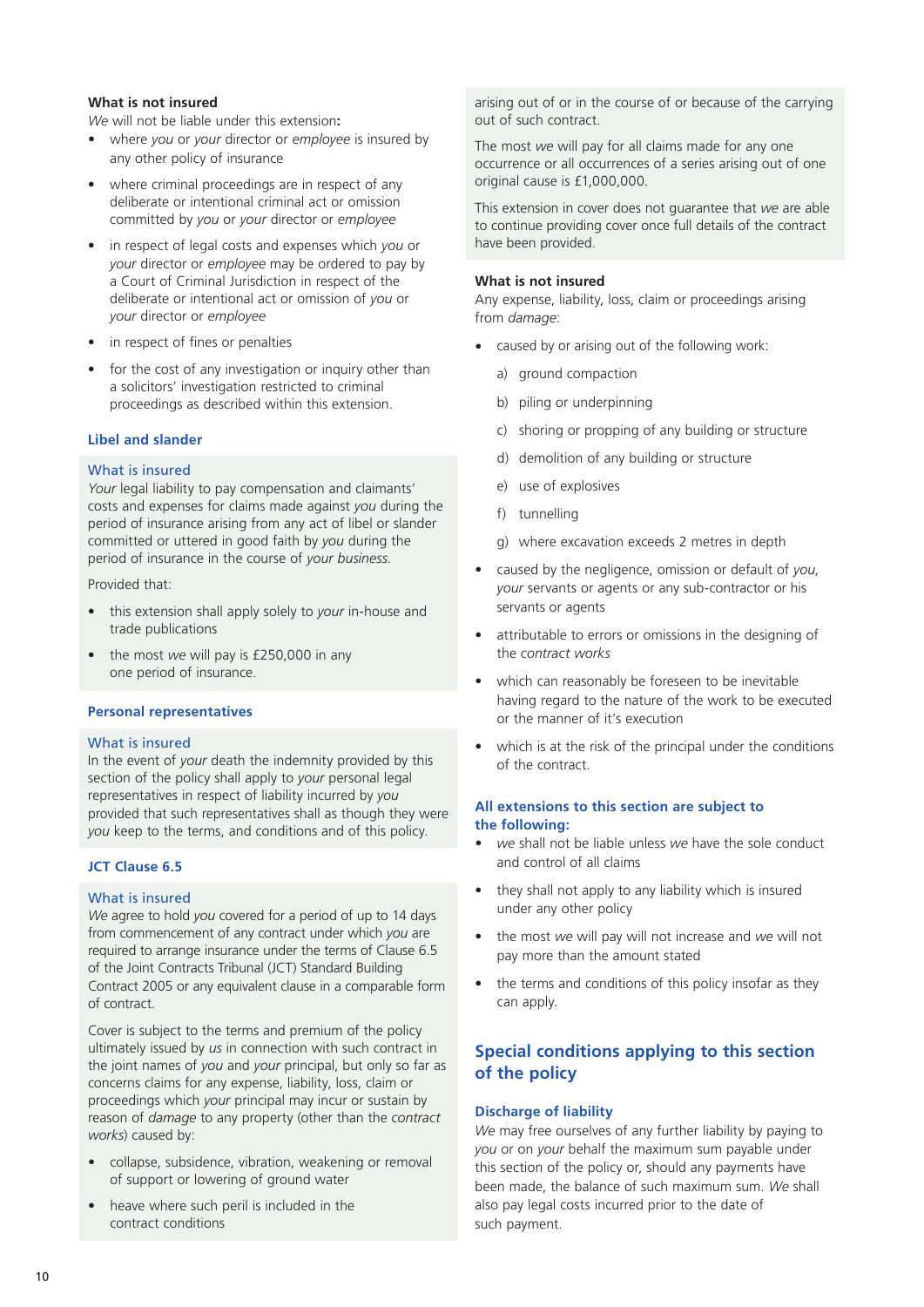**What is not insured**

*We* will not be liable under this extension**:**

- where *you* or *your* director or *employee* is insured by any other policy of insurance
- where criminal proceedings are in respect of any deliberate or intentional criminal act or omission committed by *you* or *your* director or *employee*
- in respect of legal costs and expenses which *you* or *your* director or *employee* may be ordered to pay by a Court of Criminal Jurisdiction in respect of the deliberate or intentional act or omission of *you* or *your* director or *employee*
- in respect of fines or penalties
- for the cost of any investigation or inquiry other than a solicitors' investigation restricted to criminal proceedings as described within this extension.

### Libel and slander

#### What is insured

*Your* legal liability to pay compensation and claimants' costs and expenses for claims made against *you* during the period of insurance arising from any act of libel or slander committed or uttered in good faith by *you* during the period of insurance in the course of *your business*.

Provided that:

- this extension shall apply solely to *your* in-house and trade publications
- the most *we* will pay is £250,000 in any one period of insurance.

### Personal representatives

#### What is insured

In the event of *your* death the indemnity provided by this section of the policy shall apply to *your* personal legal representatives in respect of liability incurred by *you* provided that such representatives shall as though they were *you* keep to the terms, and conditions and of this policy.

### JCT Clause 6.5

#### What is insured

*We* agree to hold *you* covered for a period of up to 14 days from commencement of any contract under which *you* are required to arrange insurance under the terms of Clause 6.5 of the Joint Contracts Tribunal (JCT) Standard Building Contract 2005 or any equivalent clause in a comparable form of contract.

Cover is subject to the terms and premium of the policy ultimately issued by *us* in connection with such contract in the joint names of *you* and *your* principal, but only so far as concerns claims for any expense, liability, loss, claim or proceedings which *your* principal may incur or sustain by reason of *damage* to any property (other than the *contract works*) caused by:

- collapse, subsidence, vibration, weakening or removal of support or lowering of ground water
- heave where such peril is included in the contract conditions

arising out of or in the course of or because of the carrying out of such contract.

The most *we* will pay for all claims made for any one occurrence or all occurrences of a series arising out of one original cause is £1,000,000.

This extension in cover does not guarantee that *we* are able to continue providing cover once full details of the contract have been provided.

**What is not insured**

Any expense, liability, loss, claim or proceedings arising from *damage*:

- caused by or arising out of the following work:
  a) ground compaction
  b) piling or underpinning
  c) shoring or propping of any building or structure
  d) demolition of any building or structure
  e) use of explosives
  f) tunnelling
  g) where excavation exceeds 2 metres in depth
- caused by the negligence, omission or default of *you*, *your* servants or agents or any sub-contractor or his servants or agents
- attributable to errors or omissions in the designing of the *contract works*
- which can reasonably be foreseen to be inevitable having regard to the nature of the work to be executed or the manner of it's execution
- which is at the risk of the principal under the conditions of the contract.

### All extensions to this section are subject to the following:

- *we* shall not be liable unless *we* have the sole conduct and control of all claims
- they shall not apply to any liability which is insured under any other policy
- the most *we* will pay will not increase and *we* will not pay more than the amount stated
- the terms and conditions of this policy insofar as they can apply.

## Special conditions applying to this section of the policy

### Discharge of liability

*We* may free ourselves of any further liability by paying to *you* or on *your* behalf the maximum sum payable under this section of the policy or, should any payments have been made, the balance of such maximum sum. *We* shall also pay legal costs incurred prior to the date of such payment.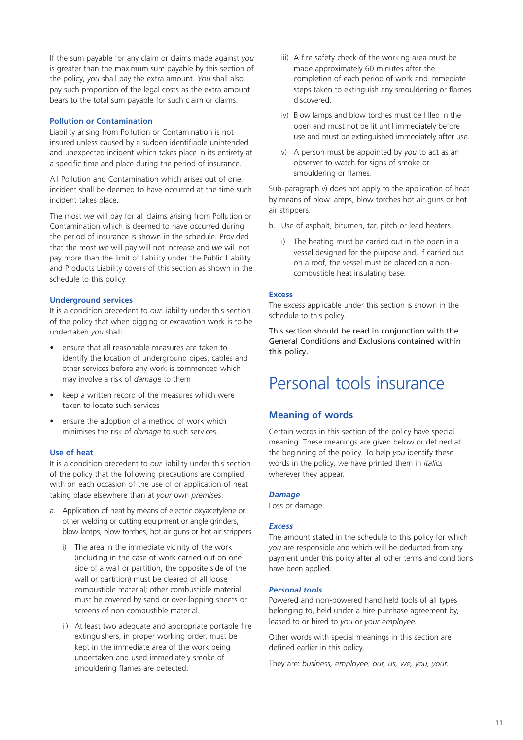If the sum payable for any claim or claims made against *you* is greater than the maximum sum payable by this section of the policy, *you* shall pay the extra amount. *You* shall also pay such proportion of the legal costs as the extra amount bears to the total sum payable for such claim or claims.

### Pollution or Contamination

Liability arising from Pollution or Contamination is not insured unless caused by a sudden identifiable unintended and unexpected incident which takes place in its entirety at a specific time and place during the period of insurance.

All Pollution and Contamination which arises out of one incident shall be deemed to have occurred at the time such incident takes place.

The most *we* will pay for all claims arising from Pollution or Contamination which is deemed to have occurred during the period of insurance is shown in the schedule. Provided that the most *we* will pay will not increase and *we* will not pay more than the limit of liability under the Public Liability and Products Liability covers of this section as shown in the schedule to this policy.

### Underground services

It is a condition precedent to *our* liability under this section of the policy that when digging or excavation work is to be undertaken *you* shall:

- ensure that all reasonable measures are taken to identify the location of underground pipes, cables and other services before any work is commenced which may involve a risk of *damage* to them
- keep a written record of the measures which were taken to locate such services
- ensure the adoption of a method of work which minimises the risk of *damage* to such services.

### Use of heat

It is a condition precedent to *our* liability under this section of the policy that the following precautions are complied with on each occasion of the use of or application of heat taking place elsewhere than at *your* own *premises*:

a. Application of heat by means of electric oxyacetylene or other welding or cutting equipment or angle grinders, blow lamps, blow torches, hot air guns or hot air strippers

   i) The area in the immediate vicinity of the work (including in the case of work carried out on one side of a wall or partition, the opposite side of the wall or partition) must be cleared of all loose combustible material; other combustible material must be covered by sand or over-lapping sheets or screens of non combustible material.

   ii) At least two adequate and appropriate portable fire extinguishers, in proper working order, must be kept in the immediate area of the work being undertaken and used immediately smoke of smouldering flames are detected.

   iii) A fire safety check of the working area must be made approximately 60 minutes after the completion of each period of work and immediate steps taken to extinguish any smouldering or flames discovered.

   iv) Blow lamps and blow torches must be filled in the open and must not be lit until immediately before use and must be extinguished immediately after use.

   v) A person must be appointed by *you* to act as an observer to watch for signs of smoke or smouldering or flames.

Sub-paragraph v) does not apply to the application of heat by means of blow lamps, blow torches hot air guns or hot air strippers.

b. Use of asphalt, bitumen, tar, pitch or lead heaters

   i) The heating must be carried out in the open in a vessel designed for the purpose and, if carried out on a roof, the vessel must be placed on a non-combustible heat insulating base.

### Excess

The *excess* applicable under this section is shown in the schedule to this policy.

This section should be read in conjunction with the General Conditions and Exclusions contained within this policy.

# Personal tools insurance

## Meaning of words

Certain words in this section of the policy have special meaning. These meanings are given below or defined at the beginning of the policy. To help *you* identify these words in the policy, *we* have printed them in *italics* wherever they appear.

### *Damage*

Loss or damage.

### *Excess*

The amount stated in the schedule to this policy for which *you* are responsible and which will be deducted from any payment under this policy after all other terms and conditions have been applied.

### *Personal tools*

Powered and non-powered hand held tools of all types belonging to, held under a hire purchase agreement by, leased to or hired to *you* or *your employee.*

Other words with special meanings in this section are defined earlier in this policy.

They are: *business, employee, our, us, we, you, your.*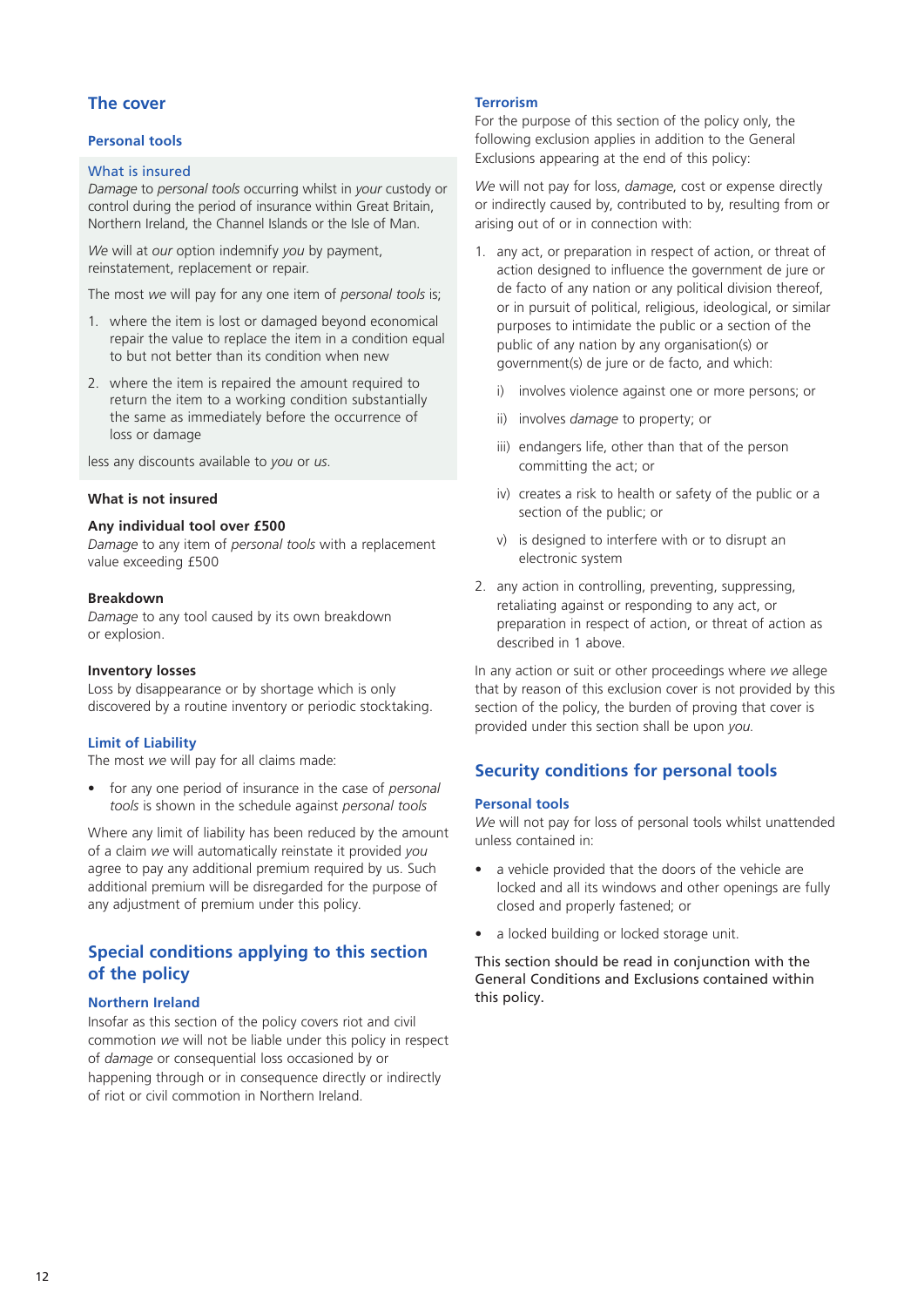## The cover

### Personal tools

#### What is insured

*Damage* to *personal tools* occurring whilst in *your* custody or control during the period of insurance within Great Britain, Northern Ireland, the Channel Islands or the Isle of Man.

*We* will at *our* option indemnify *you* by payment, reinstatement, replacement or repair.

The most *we* will pay for any one item of *personal tools* is;

1. where the item is lost or damaged beyond economical repair the value to replace the item in a condition equal to but not better than its condition when new
2. where the item is repaired the amount required to return the item to a working condition substantially the same as immediately before the occurrence of loss or damage

less any discounts available to *you* or *us*.

#### What is not insured

**Any individual tool over £500**

*Damage* to any item of *personal tools* with a replacement value exceeding £500

**Breakdown**

*Damage* to any tool caused by its own breakdown or explosion.

**Inventory losses**

Loss by disappearance or by shortage which is only discovered by a routine inventory or periodic stocktaking.

#### Limit of Liability

The most *we* will pay for all claims made:

- for any one period of insurance in the case of *personal tools* is shown in the schedule against *personal tools*

Where any limit of liability has been reduced by the amount of a claim *we* will automatically reinstate it provided *you* agree to pay any additional premium required by us. Such additional premium will be disregarded for the purpose of any adjustment of premium under this policy.

## Special conditions applying to this section of the policy

### Northern Ireland

Insofar as this section of the policy covers riot and civil commotion *we* will not be liable under this policy in respect of *damage* or consequential loss occasioned by or happening through or in consequence directly or indirectly of riot or civil commotion in Northern Ireland.

### Terrorism

For the purpose of this section of the policy only, the following exclusion applies in addition to the General Exclusions appearing at the end of this policy:

*We* will not pay for loss, *damage*, cost or expense directly or indirectly caused by, contributed to by, resulting from or arising out of or in connection with:

1. any act, or preparation in respect of action, or threat of action designed to influence the government de jure or de facto of any nation or any political division thereof, or in pursuit of political, religious, ideological, or similar purposes to intimidate the public or a section of the public of any nation by any organisation(s) or government(s) de jure or de facto, and which:
   i) involves violence against one or more persons; or
   ii) involves *damage* to property; or
   iii) endangers life, other than that of the person committing the act; or
   iv) creates a risk to health or safety of the public or a section of the public; or
   v) is designed to interfere with or to disrupt an electronic system
2. any action in controlling, preventing, suppressing, retaliating against or responding to any act, or preparation in respect of action, or threat of action as described in 1 above.

In any action or suit or other proceedings where *we* allege that by reason of this exclusion cover is not provided by this section of the policy, the burden of proving that cover is provided under this section shall be upon *you*.

## Security conditions for personal tools

### Personal tools

*We* will not pay for loss of personal tools whilst unattended unless contained in:

- a vehicle provided that the doors of the vehicle are locked and all its windows and other openings are fully closed and properly fastened; or
- a locked building or locked storage unit.

This section should be read in conjunction with the General Conditions and Exclusions contained within this policy.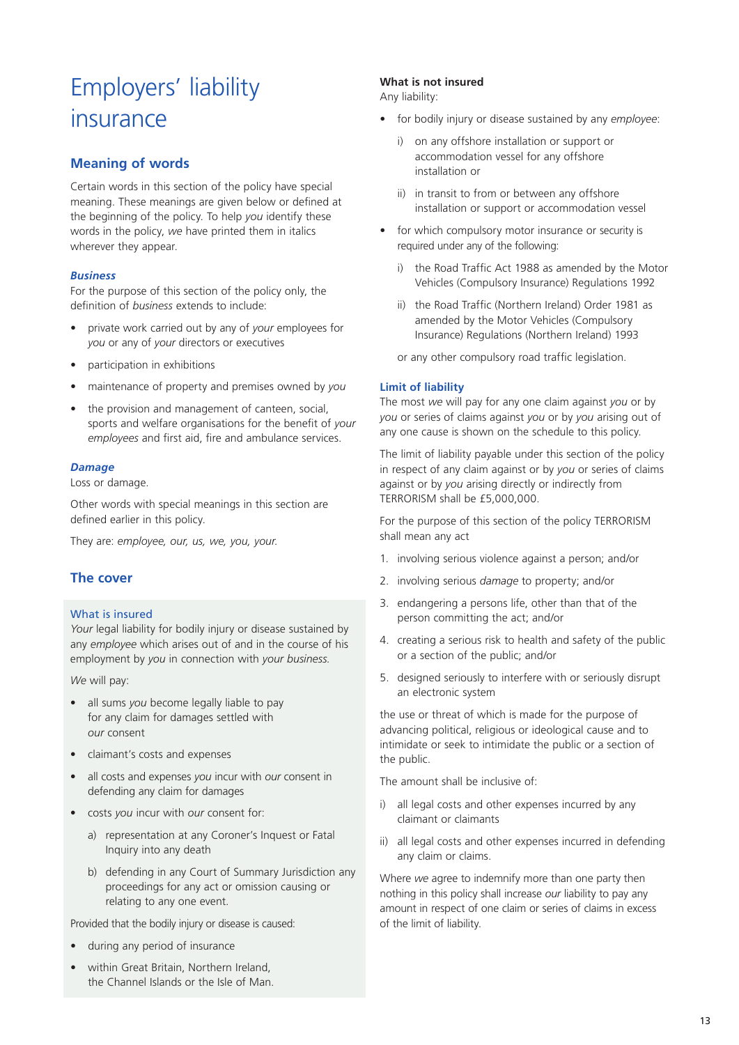# Employers' liability insurance

## Meaning of words

Certain words in this section of the policy have special meaning. These meanings are given below or defined at the beginning of the policy. To help *you* identify these words in the policy, *we* have printed them in italics wherever they appear.

### *Business*

For the purpose of this section of the policy only, the definition of *business* extends to include:

- private work carried out by any of *your* employees for *you* or any of *your* directors or executives
- participation in exhibitions
- maintenance of property and premises owned by *you*
- the provision and management of canteen, social, sports and welfare organisations for the benefit of *your employees* and first aid, fire and ambulance services.

### *Damage*

Loss or damage.

Other words with special meanings in this section are defined earlier in this policy.

They are: *employee, our, us, we, you, your.*

## The cover

### What is insured

*Your* legal liability for bodily injury or disease sustained by any *employee* which arises out of and in the course of his employment by *you* in connection with *your business.*

*We* will pay:

- all sums *you* become legally liable to pay for any claim for damages settled with *our* consent
- claimant's costs and expenses
- all costs and expenses *you* incur with *our* consent in defending any claim for damages
- costs *you* incur with *our* consent for:
  - a) representation at any Coroner's Inquest or Fatal Inquiry into any death
  - b) defending in any Court of Summary Jurisdiction any proceedings for any act or omission causing or relating to any one event.

Provided that the bodily injury or disease is caused:

- during any period of insurance
- within Great Britain, Northern Ireland, the Channel Islands or the Isle of Man.

**What is not insured**

Any liability:

- for bodily injury or disease sustained by any *employee*:
  - i) on any offshore installation or support or accommodation vessel for any offshore installation or
  - ii) in transit to from or between any offshore installation or support or accommodation vessel
- for which compulsory motor insurance or security is required under any of the following:
  - i) the Road Traffic Act 1988 as amended by the Motor Vehicles (Compulsory Insurance) Regulations 1992
  - ii) the Road Traffic (Northern Ireland) Order 1981 as amended by the Motor Vehicles (Compulsory Insurance) Regulations (Northern Ireland) 1993

  or any other compulsory road traffic legislation.

### Limit of liability

The most *we* will pay for any one claim against *you* or by *you* or series of claims against *you* or by *you* arising out of any one cause is shown on the schedule to this policy.

The limit of liability payable under this section of the policy in respect of any claim against or by *you* or series of claims against or by *you* arising directly or indirectly from TERRORISM shall be £5,000,000.

For the purpose of this section of the policy TERRORISM shall mean any act

1. involving serious violence against a person; and/or
2. involving serious *damage* to property; and/or
3. endangering a persons life, other than that of the person committing the act; and/or
4. creating a serious risk to health and safety of the public or a section of the public; and/or
5. designed seriously to interfere with or seriously disrupt an electronic system

the use or threat of which is made for the purpose of advancing political, religious or ideological cause and to intimidate or seek to intimidate the public or a section of the public.

The amount shall be inclusive of:

i) all legal costs and other expenses incurred by any claimant or claimants

ii) all legal costs and other expenses incurred in defending any claim or claims.

Where *we* agree to indemnify more than one party then nothing in this policy shall increase *our* liability to pay any amount in respect of one claim or series of claims in excess of the limit of liability.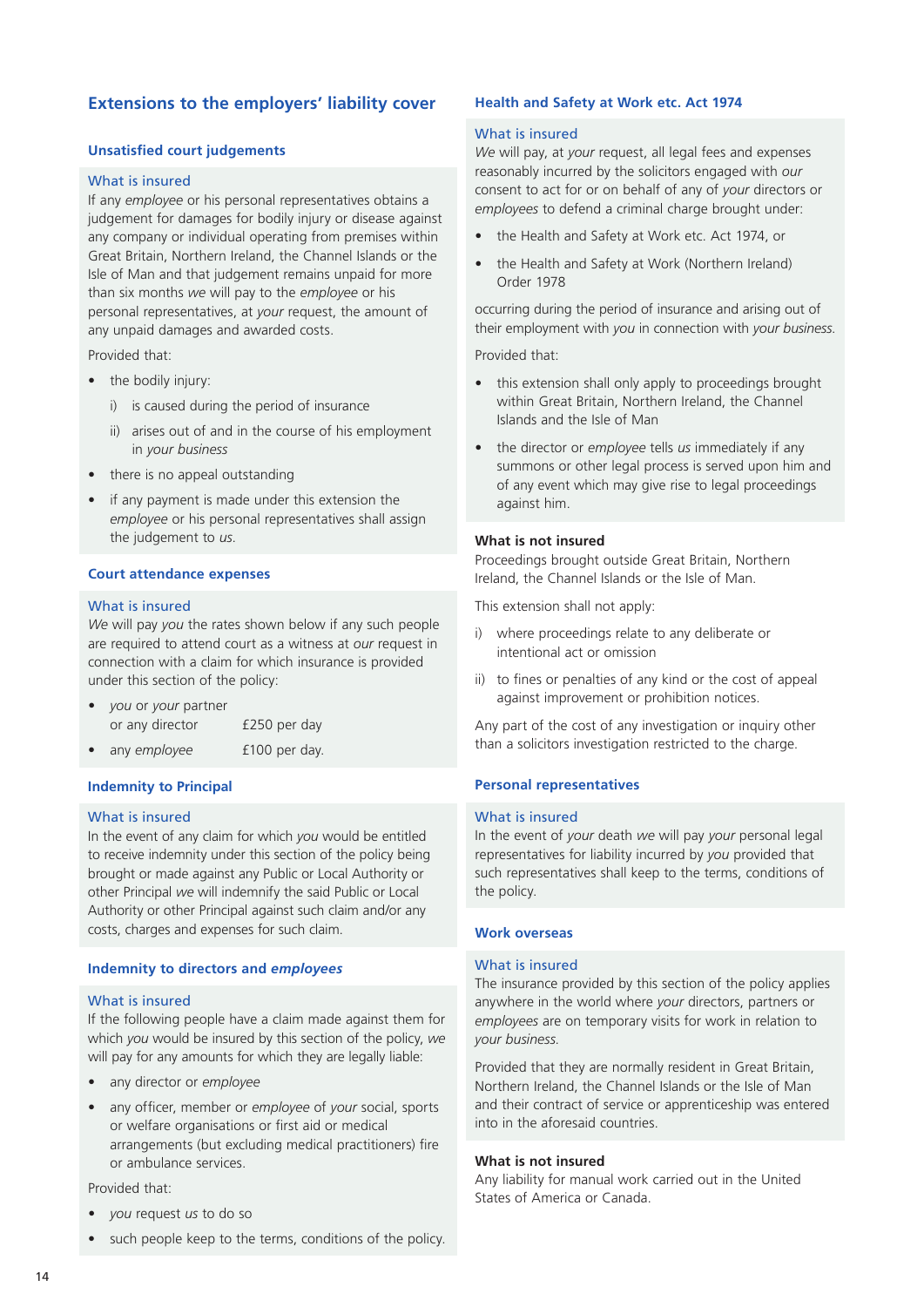## Extensions to the employers' liability cover

### Unsatisfied court judgements

#### What is insured

If any *employee* or his personal representatives obtains a judgement for damages for bodily injury or disease against any company or individual operating from premises within Great Britain, Northern Ireland, the Channel Islands or the Isle of Man and that judgement remains unpaid for more than six months *we* will pay to the *employee* or his personal representatives, at *your* request, the amount of any unpaid damages and awarded costs.

Provided that:

- the bodily injury:
  - i) is caused during the period of insurance
  - ii) arises out of and in the course of his employment in *your business*
- there is no appeal outstanding
- if any payment is made under this extension the *employee* or his personal representatives shall assign the judgement to *us*.

### Court attendance expenses

#### What is insured

*We* will pay *you* the rates shown below if any such people are required to attend court as a witness at *our* request in connection with a claim for which insurance is provided under this section of the policy:

- *you* or *your* partner or any director — £250 per day
- any *employee* — £100 per day.

### Indemnity to Principal

#### What is insured

In the event of any claim for which *you* would be entitled to receive indemnity under this section of the policy being brought or made against any Public or Local Authority or other Principal *we* will indemnify the said Public or Local Authority or other Principal against such claim and/or any costs, charges and expenses for such claim.

### Indemnity to directors and *employees*

#### What is insured

If the following people have a claim made against them for which *you* would be insured by this section of the policy, *we* will pay for any amounts for which they are legally liable:

- any director or *employee*
- any officer, member or *employee* of *your* social, sports or welfare organisations or first aid or medical arrangements (but excluding medical practitioners) fire or ambulance services.

Provided that:

- *you* request *us* to do so
- such people keep to the terms, conditions of the policy.

### Health and Safety at Work etc. Act 1974

#### What is insured

*We* will pay, at *your* request, all legal fees and expenses reasonably incurred by the solicitors engaged with *our* consent to act for or on behalf of any of *your* directors or *employees* to defend a criminal charge brought under:

- the Health and Safety at Work etc. Act 1974, or
- the Health and Safety at Work (Northern Ireland) Order 1978

occurring during the period of insurance and arising out of their employment with *you* in connection with *your business*.

Provided that:

- this extension shall only apply to proceedings brought within Great Britain, Northern Ireland, the Channel Islands and the Isle of Man
- the director or *employee* tells *us* immediately if any summons or other legal process is served upon him and of any event which may give rise to legal proceedings against him.

#### What is not insured

Proceedings brought outside Great Britain, Northern Ireland, the Channel Islands or the Isle of Man.

This extension shall not apply:

- i) where proceedings relate to any deliberate or intentional act or omission
- ii) to fines or penalties of any kind or the cost of appeal against improvement or prohibition notices.

Any part of the cost of any investigation or inquiry other than a solicitors investigation restricted to the charge.

### Personal representatives

#### What is insured

In the event of *your* death *we* will pay *your* personal legal representatives for liability incurred by *you* provided that such representatives shall keep to the terms, conditions of the policy.

### Work overseas

#### What is insured

The insurance provided by this section of the policy applies anywhere in the world where *your* directors, partners or *employees* are on temporary visits for work in relation to *your business*.

Provided that they are normally resident in Great Britain, Northern Ireland, the Channel Islands or the Isle of Man and their contract of service or apprenticeship was entered into in the aforesaid countries.

#### What is not insured

Any liability for manual work carried out in the United States of America or Canada.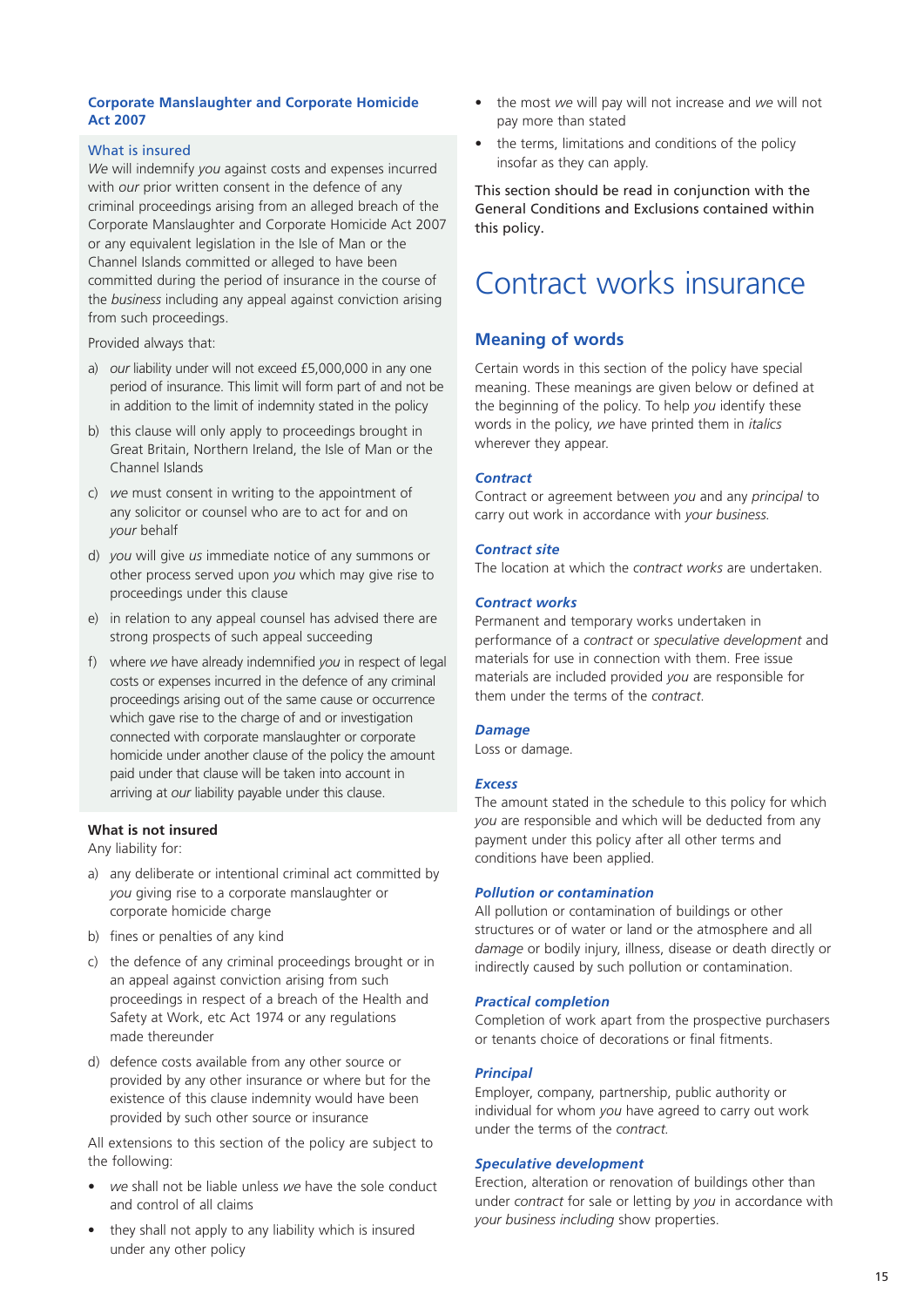### Corporate Manslaughter and Corporate Homicide Act 2007

**What is insured**

*We* will indemnify *you* against costs and expenses incurred with *our* prior written consent in the defence of any criminal proceedings arising from an alleged breach of the Corporate Manslaughter and Corporate Homicide Act 2007 or any equivalent legislation in the Isle of Man or the Channel Islands committed or alleged to have been committed during the period of insurance in the course of the *business* including any appeal against conviction arising from such proceedings.

Provided always that:

a) *our* liability under will not exceed £5,000,000 in any one period of insurance. This limit will form part of and not be in addition to the limit of indemnity stated in the policy

b) this clause will only apply to proceedings brought in Great Britain, Northern Ireland, the Isle of Man or the Channel Islands

c) *we* must consent in writing to the appointment of any solicitor or counsel who are to act for and on *your* behalf

d) *you* will give *us* immediate notice of any summons or other process served upon *you* which may give rise to proceedings under this clause

e) in relation to any appeal counsel has advised there are strong prospects of such appeal succeeding

f) where *we* have already indemnified *you* in respect of legal costs or expenses incurred in the defence of any criminal proceedings arising out of the same cause or occurrence which gave rise to the charge of and or investigation connected with corporate manslaughter or corporate homicide under another clause of the policy the amount paid under that clause will be taken into account in arriving at *our* liability payable under this clause.

**What is not insured**

Any liability for:

a) any deliberate or intentional criminal act committed by *you* giving rise to a corporate manslaughter or corporate homicide charge

b) fines or penalties of any kind

c) the defence of any criminal proceedings brought or in an appeal against conviction arising from such proceedings in respect of a breach of the Health and Safety at Work, etc Act 1974 or any regulations made thereunder

d) defence costs available from any other source or provided by any other insurance or where but for the existence of this clause indemnity would have been provided by such other source or insurance

All extensions to this section of the policy are subject to the following:

- *we* shall not be liable unless *we* have the sole conduct and control of all claims
- they shall not apply to any liability which is insured under any other policy
- the most *we* will pay will not increase and *we* will not pay more than stated
- the terms, limitations and conditions of the policy insofar as they can apply.

This section should be read in conjunction with the General Conditions and Exclusions contained within this policy.

# Contract works insurance

## Meaning of words

Certain words in this section of the policy have special meaning. These meanings are given below or defined at the beginning of the policy. To help *you* identify these words in the policy, *we* have printed them in *italics* wherever they appear.

***Contract***

Contract or agreement between *you* and any *principal* to carry out work in accordance with *your business*.

***Contract site***

The location at which the *contract works* are undertaken.

***Contract works***

Permanent and temporary works undertaken in performance of a *contract* or *speculative development* and materials for use in connection with them. Free issue materials are included provided *you* are responsible for them under the terms of the *contract*.

***Damage***

Loss or damage.

***Excess***

The amount stated in the schedule to this policy for which *you* are responsible and which will be deducted from any payment under this policy after all other terms and conditions have been applied.

***Pollution or contamination***

All pollution or contamination of buildings or other structures or of water or land or the atmosphere and all *damage* or bodily injury, illness, disease or death directly or indirectly caused by such pollution or contamination.

***Practical completion***

Completion of work apart from the prospective purchasers or tenants choice of decorations or final fitments.

***Principal***

Employer, company, partnership, public authority or individual for whom *you* have agreed to carry out work under the terms of the *contract*.

***Speculative development***

Erection, alteration or renovation of buildings other than under *contract* for sale or letting by *you* in accordance with *your business including* show properties.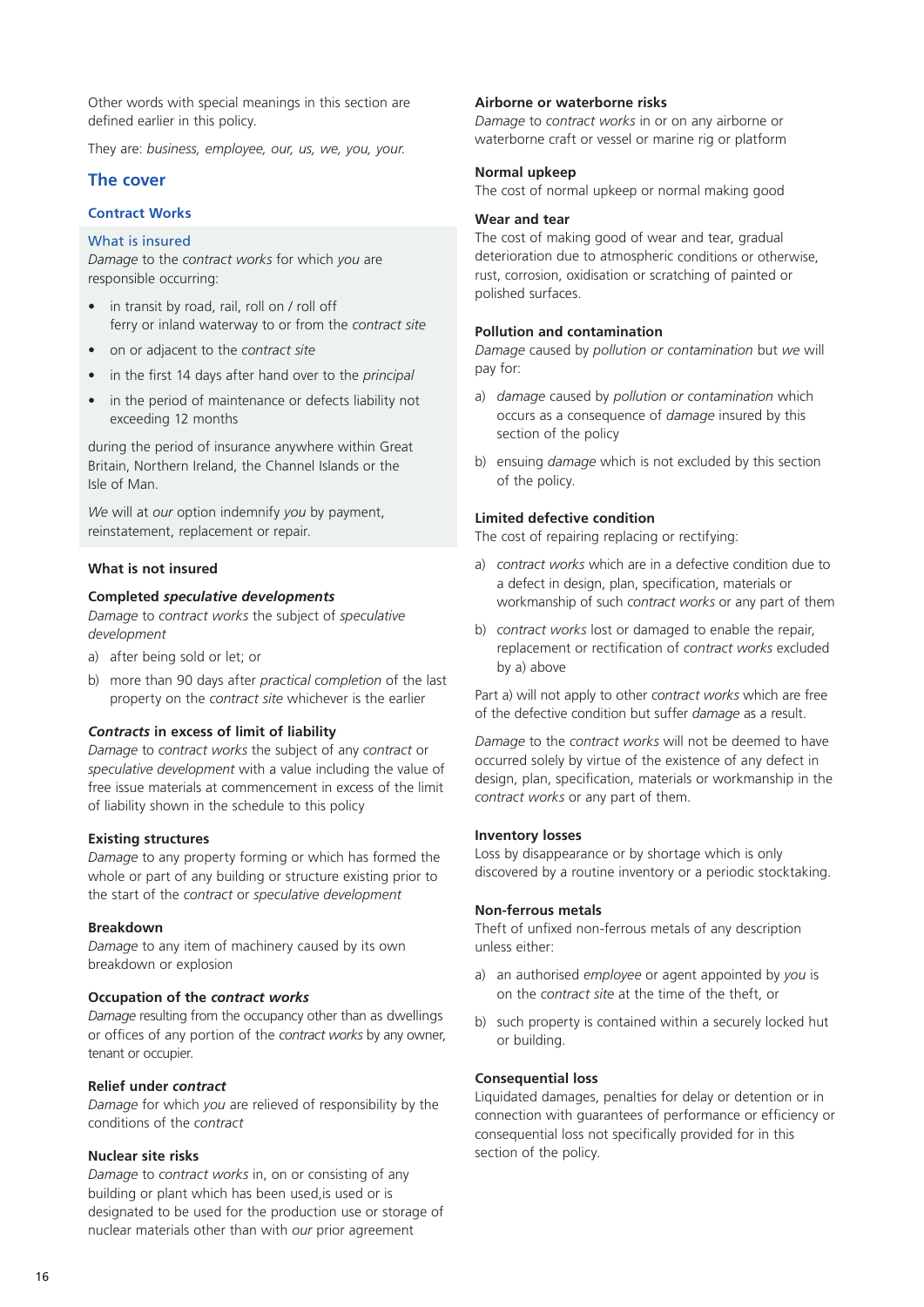Other words with special meanings in this section are defined earlier in this policy.

They are: *business, employee, our, us, we, you, your.*

## The cover

### Contract Works

#### What is insured

*Damage* to the *contract works* for which *you* are responsible occurring:

- in transit by road, rail, roll on / roll off ferry or inland waterway to or from the *contract site*
- on or adjacent to the *contract site*
- in the first 14 days after hand over to the *principal*
- in the period of maintenance or defects liability not exceeding 12 months

during the period of insurance anywhere within Great Britain, Northern Ireland, the Channel Islands or the Isle of Man.

*We* will at *our* option indemnify *you* by payment, reinstatement, replacement or repair.

#### What is not insured

**Completed *speculative developments***
*Damage* to *contract works* the subject of *speculative development*

a) after being sold or let; or

b) more than 90 days after *practical completion* of the last property on the *contract site* whichever is the earlier

***Contracts* in excess of limit of liability**
*Damage* to *contract works* the subject of any *contract* or *speculative development* with a value including the value of free issue materials at commencement in excess of the limit of liability shown in the schedule to this policy

**Existing structures**
*Damage* to any property forming or which has formed the whole or part of any building or structure existing prior to the start of the *contract* or *speculative development*

**Breakdown**
*Damage* to any item of machinery caused by its own breakdown or explosion

**Occupation of the *contract works***
*Damage* resulting from the occupancy other than as dwellings or offices of any portion of the *contract works* by any owner, tenant or occupier.

**Relief under *contract***
*Damage* for which *you* are relieved of responsibility by the conditions of the *contract*

**Nuclear site risks**
*Damage* to *contract works* in, on or consisting of any building or plant which has been used,is used or is designated to be used for the production use or storage of nuclear materials other than with *our* prior agreement

**Airborne or waterborne risks**
*Damage* to *contract works* in or on any airborne or waterborne craft or vessel or marine rig or platform

**Normal upkeep**
The cost of normal upkeep or normal making good

**Wear and tear**
The cost of making good of wear and tear, gradual deterioration due to atmospheric conditions or otherwise, rust, corrosion, oxidisation or scratching of painted or polished surfaces.

**Pollution and contamination**
*Damage* caused by *pollution or contamination* but *we* will pay for:

a) *damage* caused by *pollution or contamination* which occurs as a consequence of *damage* insured by this section of the policy

b) ensuing *damage* which is not excluded by this section of the policy.

**Limited defective condition**
The cost of repairing replacing or rectifying:

a) *contract works* which are in a defective condition due to a defect in design, plan, specification, materials or workmanship of such *contract works* or any part of them

b) *contract works* lost or damaged to enable the repair, replacement or rectification of *contract works* excluded by a) above

Part a) will not apply to other *contract works* which are free of the defective condition but suffer *damage* as a result.

*Damage* to the *contract works* will not be deemed to have occurred solely by virtue of the existence of any defect in design, plan, specification, materials or workmanship in the *contract works* or any part of them.

**Inventory losses**
Loss by disappearance or by shortage which is only discovered by a routine inventory or a periodic stocktaking.

**Non-ferrous metals**
Theft of unfixed non-ferrous metals of any description unless either:

a) an authorised *employee* or agent appointed by *you* is on the *contract site* at the time of the theft, or

b) such property is contained within a securely locked hut or building.

**Consequential loss**
Liquidated damages, penalties for delay or detention or in connection with guarantees of performance or efficiency or consequential loss not specifically provided for in this section of the policy.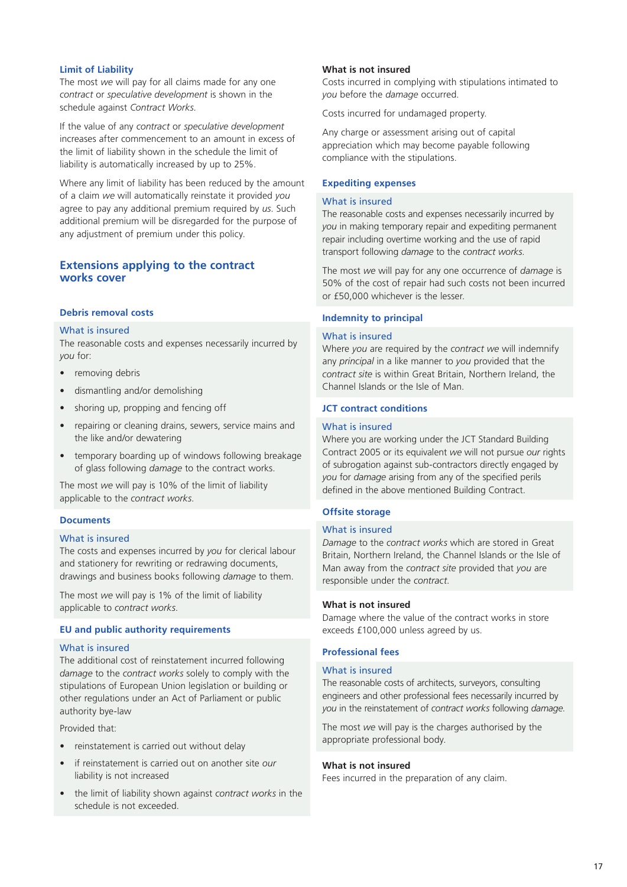### Limit of Liability

The most *we* will pay for all claims made for any one *contract* or *speculative development* is shown in the schedule against *Contract Works.*

If the value of any *contract* or *speculative development* increases after commencement to an amount in excess of the limit of liability shown in the schedule the limit of liability is automatically increased by up to 25%.

Where any limit of liability has been reduced by the amount of a claim *we* will automatically reinstate it provided *you* agree to pay any additional premium required by *us*. Such additional premium will be disregarded for the purpose of any adjustment of premium under this policy.

## Extensions applying to the contract works cover

### Debris removal costs

#### What is insured

The reasonable costs and expenses necessarily incurred by *you* for:

- removing debris
- dismantling and/or demolishing
- shoring up, propping and fencing off
- repairing or cleaning drains, sewers, service mains and the like and/or dewatering
- temporary boarding up of windows following breakage of glass following *damage* to the contract works.

The most *we* will pay is 10% of the limit of liability applicable to the *contract works*.

### Documents

#### What is insured

The costs and expenses incurred by *you* for clerical labour and stationery for rewriting or redrawing documents, drawings and business books following *damage* to them.

The most *we* will pay is 1% of the limit of liability applicable to *contract works*.

### EU and public authority requirements

#### What is insured

The additional cost of reinstatement incurred following *damage* to the *contract works* solely to comply with the stipulations of European Union legislation or building or other regulations under an Act of Parliament or public authority bye-law

Provided that:

- reinstatement is carried out without delay
- if reinstatement is carried out on another site *our* liability is not increased
- the limit of liability shown against *contract works* in the schedule is not exceeded.

#### What is not insured

Costs incurred in complying with stipulations intimated to *you* before the *damage* occurred.

Costs incurred for undamaged property.

Any charge or assessment arising out of capital appreciation which may become payable following compliance with the stipulations.

### Expediting expenses

#### What is insured

The reasonable costs and expenses necessarily incurred by *you* in making temporary repair and expediting permanent repair including overtime working and the use of rapid transport following *damage* to the *contract works*.

The most *we* will pay for any one occurrence of *damage* is 50% of the cost of repair had such costs not been incurred or £50,000 whichever is the lesser.

### Indemnity to principal

#### What is insured

Where *you* are required by the *contract we* will indemnify any *principal* in a like manner to *you* provided that the *contract site* is within Great Britain, Northern Ireland, the Channel Islands or the Isle of Man.

### JCT contract conditions

#### What is insured

Where you are working under the JCT Standard Building Contract 2005 or its equivalent *we* will not pursue *our* rights of subrogation against sub-contractors directly engaged by *you* for *damage* arising from any of the specified perils defined in the above mentioned Building Contract.

### Offsite storage

#### What is insured

*Damage* to the *contract works* which are stored in Great Britain, Northern Ireland, the Channel Islands or the Isle of Man away from the *contract site* provided that *you* are responsible under the *contract*.

#### What is not insured

Damage where the value of the contract works in store exceeds £100,000 unless agreed by us.

### Professional fees

#### What is insured

The reasonable costs of architects, surveyors, consulting engineers and other professional fees necessarily incurred by *you* in the reinstatement of *contract works* following *damage*.

The most *we* will pay is the charges authorised by the appropriate professional body.

#### What is not insured

Fees incurred in the preparation of any claim.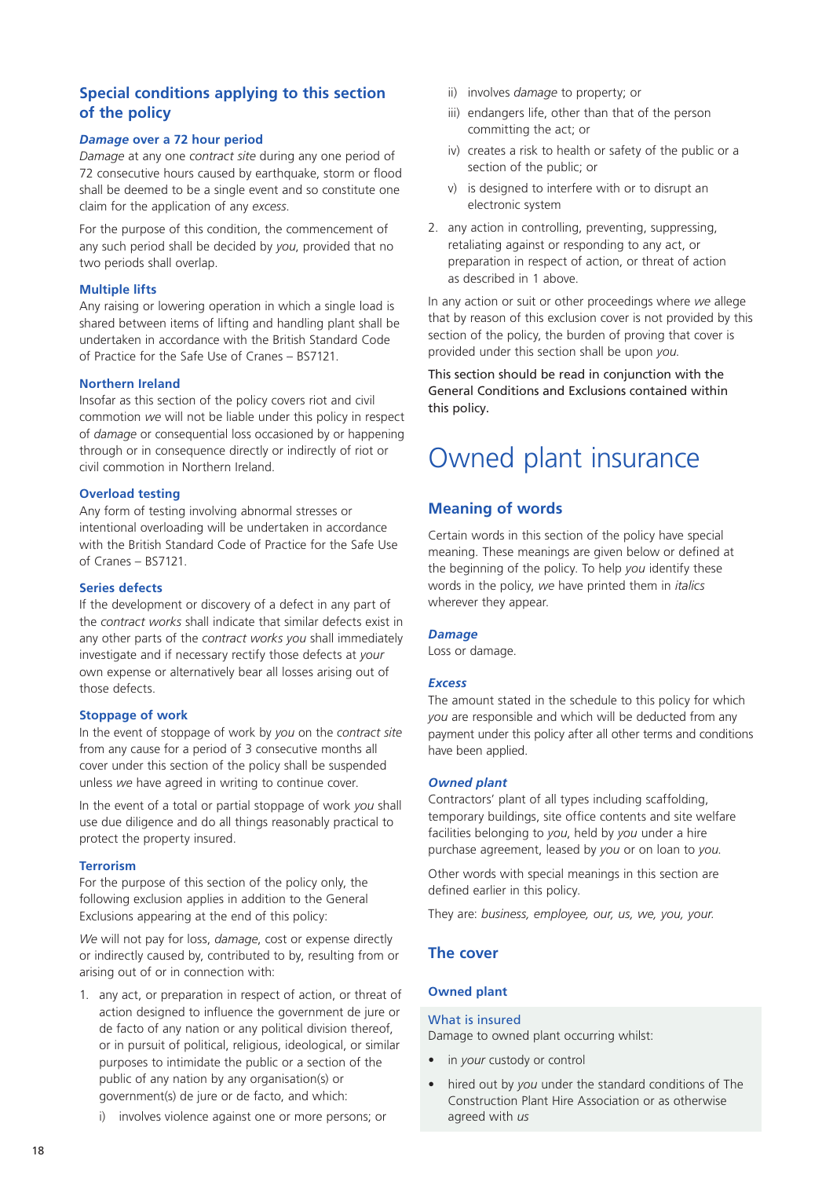## Special conditions applying to this section of the policy

### *Damage* over a 72 hour period

*Damage* at any one *contract site* during any one period of 72 consecutive hours caused by earthquake, storm or flood shall be deemed to be a single event and so constitute one claim for the application of any *excess*.

For the purpose of this condition, the commencement of any such period shall be decided by *you*, provided that no two periods shall overlap.

### Multiple lifts

Any raising or lowering operation in which a single load is shared between items of lifting and handling plant shall be undertaken in accordance with the British Standard Code of Practice for the Safe Use of Cranes – BS7121.

### Northern Ireland

Insofar as this section of the policy covers riot and civil commotion *we* will not be liable under this policy in respect of *damage* or consequential loss occasioned by or happening through or in consequence directly or indirectly of riot or civil commotion in Northern Ireland.

### Overload testing

Any form of testing involving abnormal stresses or intentional overloading will be undertaken in accordance with the British Standard Code of Practice for the Safe Use of Cranes – BS7121.

### Series defects

If the development or discovery of a defect in any part of the *contract works* shall indicate that similar defects exist in any other parts of the *contract works you* shall immediately investigate and if necessary rectify those defects at *your* own expense or alternatively bear all losses arising out of those defects.

### Stoppage of work

In the event of stoppage of work by *you* on the *contract site* from any cause for a period of 3 consecutive months all cover under this section of the policy shall be suspended unless *we* have agreed in writing to continue cover.

In the event of a total or partial stoppage of work *you* shall use due diligence and do all things reasonably practical to protect the property insured.

### Terrorism

For the purpose of this section of the policy only, the following exclusion applies in addition to the General Exclusions appearing at the end of this policy:

*We* will not pay for loss, *damage*, cost or expense directly or indirectly caused by, contributed to by, resulting from or arising out of or in connection with:

1. any act, or preparation in respect of action, or threat of action designed to influence the government de jure or de facto of any nation or any political division thereof, or in pursuit of political, religious, ideological, or similar purposes to intimidate the public or a section of the public of any nation by any organisation(s) or government(s) de jure or de facto, and which:
   i) involves violence against one or more persons; or
   ii) involves *damage* to property; or
   iii) endangers life, other than that of the person committing the act; or
   iv) creates a risk to health or safety of the public or a section of the public; or
   v) is designed to interfere with or to disrupt an electronic system
2. any action in controlling, preventing, suppressing, retaliating against or responding to any act, or preparation in respect of action, or threat of action as described in 1 above.

In any action or suit or other proceedings where *we* allege that by reason of this exclusion cover is not provided by this section of the policy, the burden of proving that cover is provided under this section shall be upon *you*.

This section should be read in conjunction with the General Conditions and Exclusions contained within this policy.

# Owned plant insurance

## Meaning of words

Certain words in this section of the policy have special meaning. These meanings are given below or defined at the beginning of the policy. To help *you* identify these words in the policy, *we* have printed them in *italics* wherever they appear.

### *Damage*

Loss or damage.

### *Excess*

The amount stated in the schedule to this policy for which *you* are responsible and which will be deducted from any payment under this policy after all other terms and conditions have been applied.

### *Owned plant*

Contractors' plant of all types including scaffolding, temporary buildings, site office contents and site welfare facilities belonging to *you*, held by *you* under a hire purchase agreement, leased by *you* or on loan to *you*.

Other words with special meanings in this section are defined earlier in this policy.

They are: *business, employee, our, us, we, you, your.*

## The cover

### Owned plant

**What is insured**

Damage to owned plant occurring whilst:

- in *your* custody or control
- hired out by *you* under the standard conditions of The Construction Plant Hire Association or as otherwise agreed with *us*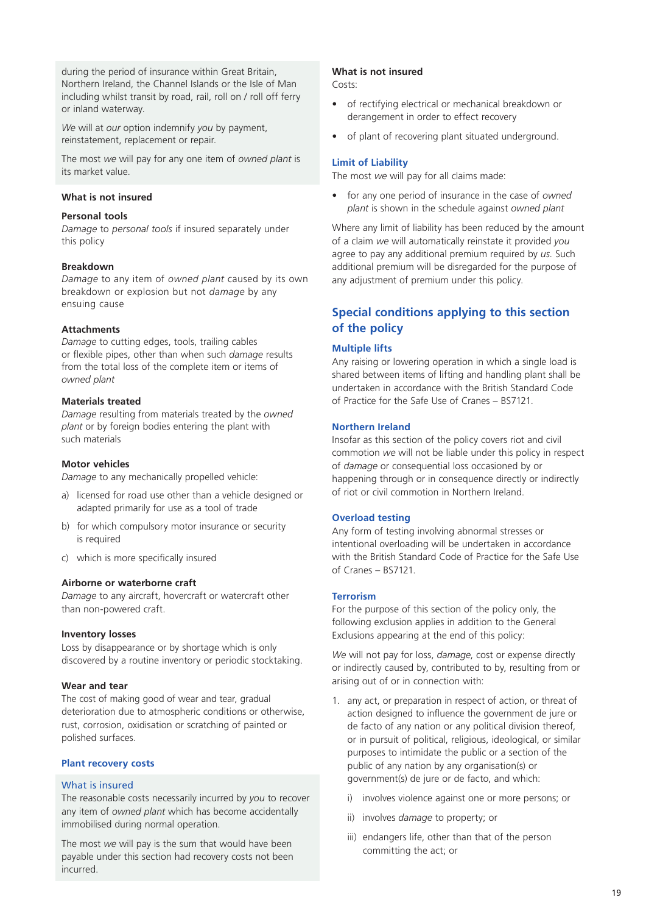during the period of insurance within Great Britain, Northern Ireland, the Channel Islands or the Isle of Man including whilst transit by road, rail, roll on / roll off ferry or inland waterway.

*We* will at *our* option indemnify *you* by payment, reinstatement, replacement or repair.

The most *we* will pay for any one item of *owned plant* is its market value.

**What is not insured**

**Personal tools**
*Damage* to *personal tools* if insured separately under this policy

**Breakdown**
*Damage* to any item of *owned plant* caused by its own breakdown or explosion but not *damage* by any ensuing cause

**Attachments**
*Damage* to cutting edges, tools, trailing cables or flexible pipes, other than when such *damage* results from the total loss of the complete item or items of *owned plant*

**Materials treated**
*Damage* resulting from materials treated by the *owned plant* or by foreign bodies entering the plant with such materials

**Motor vehicles**
*Damage* to any mechanically propelled vehicle:

a) licensed for road use other than a vehicle designed or adapted primarily for use as a tool of trade

b) for which compulsory motor insurance or security is required

c) which is more specifically insured

**Airborne or waterborne craft**
*Damage* to any aircraft, hovercraft or watercraft other than non-powered craft.

**Inventory losses**
Loss by disappearance or by shortage which is only discovered by a routine inventory or periodic stocktaking.

**Wear and tear**
The cost of making good of wear and tear, gradual deterioration due to atmospheric conditions or otherwise, rust, corrosion, oxidisation or scratching of painted or polished surfaces.

### Plant recovery costs

#### What is insured

The reasonable costs necessarily incurred by *you* to recover any item of *owned plant* which has become accidentally immobilised during normal operation.

The most *we* will pay is the sum that would have been payable under this section had recovery costs not been incurred.

**What is not insured**
Costs:

- of rectifying electrical or mechanical breakdown or derangement in order to effect recovery
- of plant of recovering plant situated underground.

### Limit of Liability

The most *we* will pay for all claims made:

- for any one period of insurance in the case of *owned plant* is shown in the schedule against *owned plant*

Where any limit of liability has been reduced by the amount of a claim *we* will automatically reinstate it provided *you* agree to pay any additional premium required by *us*. Such additional premium will be disregarded for the purpose of any adjustment of premium under this policy.

## Special conditions applying to this section of the policy

### Multiple lifts

Any raising or lowering operation in which a single load is shared between items of lifting and handling plant shall be undertaken in accordance with the British Standard Code of Practice for the Safe Use of Cranes – BS7121.

### Northern Ireland

Insofar as this section of the policy covers riot and civil commotion *we* will not be liable under this policy in respect of *damage* or consequential loss occasioned by or happening through or in consequence directly or indirectly of riot or civil commotion in Northern Ireland.

### Overload testing

Any form of testing involving abnormal stresses or intentional overloading will be undertaken in accordance with the British Standard Code of Practice for the Safe Use of Cranes – BS7121.

### Terrorism

For the purpose of this section of the policy only, the following exclusion applies in addition to the General Exclusions appearing at the end of this policy:

*We* will not pay for loss, *damage*, cost or expense directly or indirectly caused by, contributed to by, resulting from or arising out of or in connection with:

1. any act, or preparation in respect of action, or threat of action designed to influence the government de jure or de facto of any nation or any political division thereof, or in pursuit of political, religious, ideological, or similar purposes to intimidate the public or a section of the public of any nation by any organisation(s) or government(s) de jure or de facto, and which:

   i) involves violence against one or more persons; or

   ii) involves *damage* to property; or

   iii) endangers life, other than that of the person committing the act; or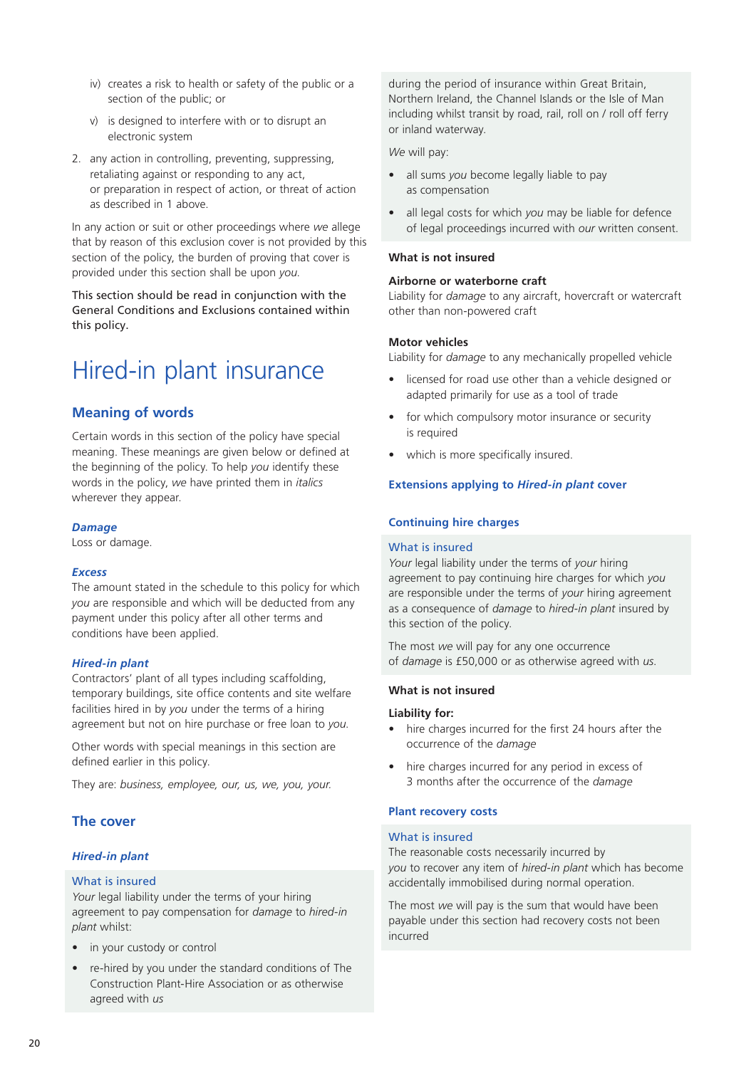iv) creates a risk to health or safety of the public or a section of the public; or

v) is designed to interfere with or to disrupt an electronic system

2. any action in controlling, preventing, suppressing, retaliating against or responding to any act, or preparation in respect of action, or threat of action as described in 1 above.

In any action or suit or other proceedings where *we* allege that by reason of this exclusion cover is not provided by this section of the policy, the burden of proving that cover is provided under this section shall be upon *you*.

This section should be read in conjunction with the General Conditions and Exclusions contained within this policy.

# Hired-in plant insurance

## Meaning of words

Certain words in this section of the policy have special meaning. These meanings are given below or defined at the beginning of the policy. To help *you* identify these words in the policy, *we* have printed them in *italics* wherever they appear.

***Damage***
Loss or damage.

***Excess***
The amount stated in the schedule to this policy for which *you* are responsible and which will be deducted from any payment under this policy after all other terms and conditions have been applied.

***Hired-in plant***
Contractors' plant of all types including scaffolding, temporary buildings, site office contents and site welfare facilities hired in by *you* under the terms of a hiring agreement but not on hire purchase or free loan to *you*.

Other words with special meanings in this section are defined earlier in this policy.

They are: *business, employee, our, us, we, you, your.*

## The cover

### *Hired-in plant*

**What is insured**
*Your* legal liability under the terms of your hiring agreement to pay compensation for *damage* to *hired-in plant* whilst:

- in your custody or control
- re-hired by you under the standard conditions of The Construction Plant-Hire Association or as otherwise agreed with *us*

during the period of insurance within Great Britain, Northern Ireland, the Channel Islands or the Isle of Man including whilst transit by road, rail, roll on / roll off ferry or inland waterway.

*We* will pay:

- all sums *you* become legally liable to pay as compensation
- all legal costs for which *you* may be liable for defence of legal proceedings incurred with *our* written consent.

**What is not insured**

**Airborne or waterborne craft**
Liability for *damage* to any aircraft, hovercraft or watercraft other than non-powered craft

**Motor vehicles**
Liability for *damage* to any mechanically propelled vehicle

- licensed for road use other than a vehicle designed or adapted primarily for use as a tool of trade
- for which compulsory motor insurance or security is required
- which is more specifically insured.

### Extensions applying to *Hired-in plant* cover

### Continuing hire charges

**What is insured**
*Your* legal liability under the terms of *your* hiring agreement to pay continuing hire charges for which *you* are responsible under the terms of *your* hiring agreement as a consequence of *damage* to *hired-in plant* insured by this section of the policy.

The most *we* will pay for any one occurrence of *damage* is £50,000 or as otherwise agreed with *us*.

**What is not insured**

**Liability for:**

- hire charges incurred for the first 24 hours after the occurrence of the *damage*
- hire charges incurred for any period in excess of 3 months after the occurrence of the *damage*

### Plant recovery costs

**What is insured**
The reasonable costs necessarily incurred by *you* to recover any item of *hired-in plant* which has become accidentally immobilised during normal operation.

The most *we* will pay is the sum that would have been payable under this section had recovery costs not been incurred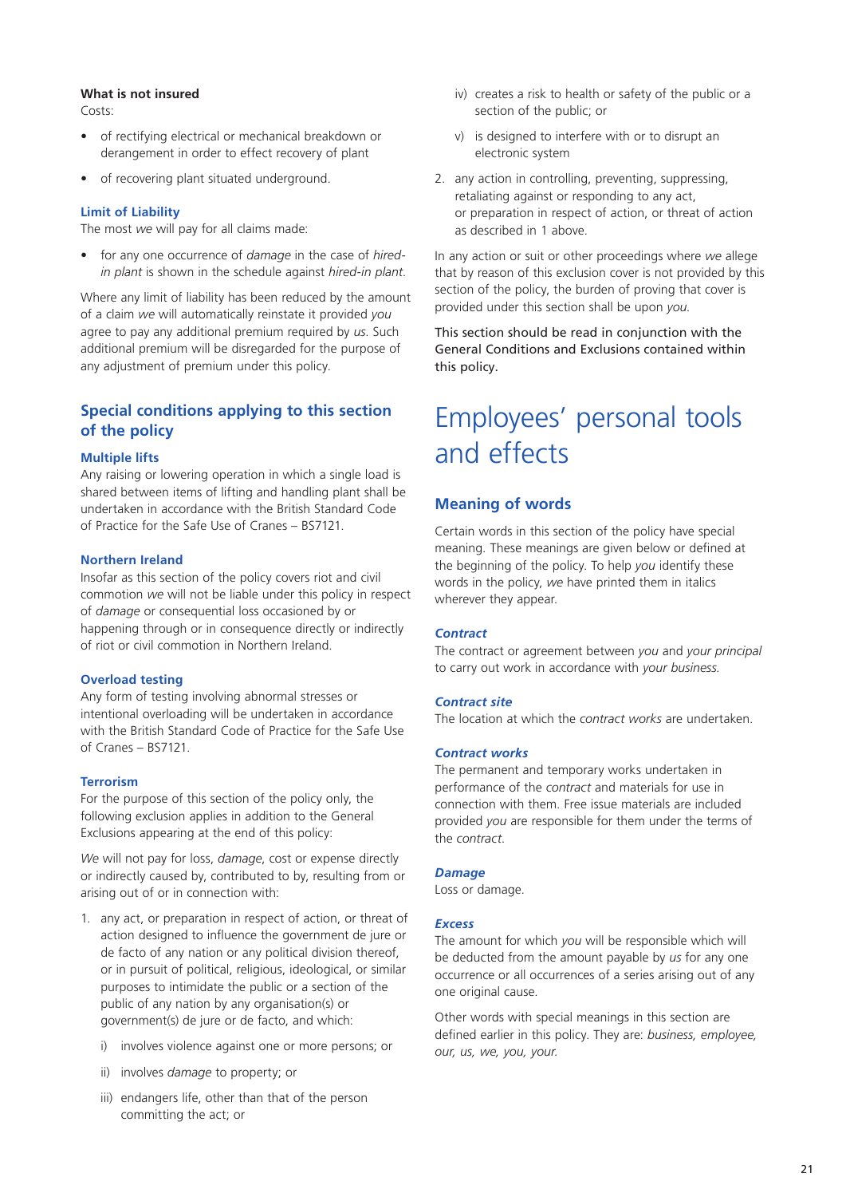**What is not insured**

Costs:

- of rectifying electrical or mechanical breakdown or derangement in order to effect recovery of plant
- of recovering plant situated underground.

### Limit of Liability

The most *we* will pay for all claims made:

- for any one occurrence of *damage* in the case of *hired-in plant* is shown in the schedule against *hired-in plant*.

Where any limit of liability has been reduced by the amount of a claim *we* will automatically reinstate it provided *you* agree to pay any additional premium required by *us*. Such additional premium will be disregarded for the purpose of any adjustment of premium under this policy.

## Special conditions applying to this section of the policy

### Multiple lifts

Any raising or lowering operation in which a single load is shared between items of lifting and handling plant shall be undertaken in accordance with the British Standard Code of Practice for the Safe Use of Cranes – BS7121.

### Northern Ireland

Insofar as this section of the policy covers riot and civil commotion *we* will not be liable under this policy in respect of *damage* or consequential loss occasioned by or happening through or in consequence directly or indirectly of riot or civil commotion in Northern Ireland.

### Overload testing

Any form of testing involving abnormal stresses or intentional overloading will be undertaken in accordance with the British Standard Code of Practice for the Safe Use of Cranes – BS7121.

### Terrorism

For the purpose of this section of the policy only, the following exclusion applies in addition to the General Exclusions appearing at the end of this policy:

*We* will not pay for loss, *damage*, cost or expense directly or indirectly caused by, contributed to by, resulting from or arising out of or in connection with:

1. any act, or preparation in respect of action, or threat of action designed to influence the government de jure or de facto of any nation or any political division thereof, or in pursuit of political, religious, ideological, or similar purposes to intimidate the public or a section of the public of any nation by any organisation(s) or government(s) de jure or de facto, and which:
   i) involves violence against one or more persons; or
   ii) involves *damage* to property; or
   iii) endangers life, other than that of the person committing the act; or
   iv) creates a risk to health or safety of the public or a section of the public; or
   v) is designed to interfere with or to disrupt an electronic system
2. any action in controlling, preventing, suppressing, retaliating against or responding to any act, or preparation in respect of action, or threat of action as described in 1 above.

In any action or suit or other proceedings where *we* allege that by reason of this exclusion cover is not provided by this section of the policy, the burden of proving that cover is provided under this section shall be upon *you*.

This section should be read in conjunction with the General Conditions and Exclusions contained within this policy.

# Employees' personal tools and effects

## Meaning of words

Certain words in this section of the policy have special meaning. These meanings are given below or defined at the beginning of the policy. To help *you* identify these words in the policy, *we* have printed them in italics wherever they appear.

### *Contract*

The contract or agreement between *you* and *your principal* to carry out work in accordance with *your business*.

### *Contract site*

The location at which the *contract works* are undertaken.

### *Contract works*

The permanent and temporary works undertaken in performance of the *contract* and materials for use in connection with them. Free issue materials are included provided *you* are responsible for them under the terms of the *contract*.

### *Damage*

Loss or damage.

### *Excess*

The amount for which *you* will be responsible which will be deducted from the amount payable by *us* for any one occurrence or all occurrences of a series arising out of any one original cause.

Other words with special meanings in this section are defined earlier in this policy. They are: *business, employee, our, us, we, you, your.*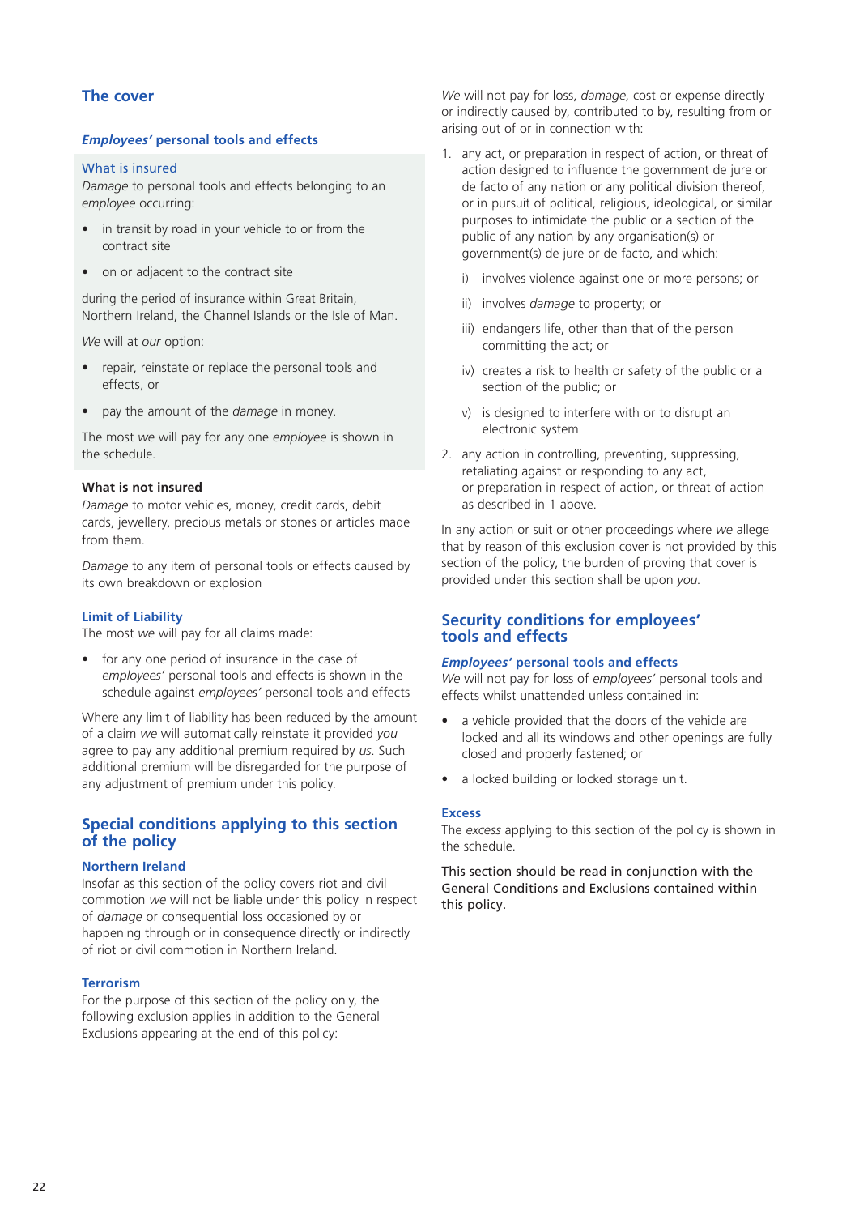## The cover

### *Employees'* personal tools and effects

#### What is insured

*Damage* to personal tools and effects belonging to an *employee* occurring:

- in transit by road in your vehicle to or from the contract site
- on or adjacent to the contract site

during the period of insurance within Great Britain, Northern Ireland, the Channel Islands or the Isle of Man.

*We* will at *our* option:

- repair, reinstate or replace the personal tools and effects, or
- pay the amount of the *damage* in money.

The most *we* will pay for any one *employee* is shown in the schedule.

#### What is not insured

*Damage* to motor vehicles, money, credit cards, debit cards, jewellery, precious metals or stones or articles made from them.

*Damage* to any item of personal tools or effects caused by its own breakdown or explosion

#### Limit of Liability

The most *we* will pay for all claims made:

- for any one period of insurance in the case of *employees'* personal tools and effects is shown in the schedule against *employees'* personal tools and effects

Where any limit of liability has been reduced by the amount of a claim *we* will automatically reinstate it provided *you* agree to pay any additional premium required by *us*. Such additional premium will be disregarded for the purpose of any adjustment of premium under this policy.

## Special conditions applying to this section of the policy

### Northern Ireland

Insofar as this section of the policy covers riot and civil commotion *we* will not be liable under this policy in respect of *damage* or consequential loss occasioned by or happening through or in consequence directly or indirectly of riot or civil commotion in Northern Ireland.

### Terrorism

For the purpose of this section of the policy only, the following exclusion applies in addition to the General Exclusions appearing at the end of this policy:

*We* will not pay for loss, *damage*, cost or expense directly or indirectly caused by, contributed to by, resulting from or arising out of or in connection with:

1. any act, or preparation in respect of action, or threat of action designed to influence the government de jure or de facto of any nation or any political division thereof, or in pursuit of political, religious, ideological, or similar purposes to intimidate the public or a section of the public of any nation by any organisation(s) or government(s) de jure or de facto, and which:
   i) involves violence against one or more persons; or
   ii) involves *damage* to property; or
   iii) endangers life, other than that of the person committing the act; or
   iv) creates a risk to health or safety of the public or a section of the public; or
   v) is designed to interfere with or to disrupt an electronic system
2. any action in controlling, preventing, suppressing, retaliating against or responding to any act, or preparation in respect of action, or threat of action as described in 1 above.

In any action or suit or other proceedings where *we* allege that by reason of this exclusion cover is not provided by this section of the policy, the burden of proving that cover is provided under this section shall be upon *you*.

## Security conditions for employees' tools and effects

### *Employees'* personal tools and effects

*We* will not pay for loss of *employees'* personal tools and effects whilst unattended unless contained in:

- a vehicle provided that the doors of the vehicle are locked and all its windows and other openings are fully closed and properly fastened; or
- a locked building or locked storage unit.

### Excess

The *excess* applying to this section of the policy is shown in the schedule.

This section should be read in conjunction with the General Conditions and Exclusions contained within this policy.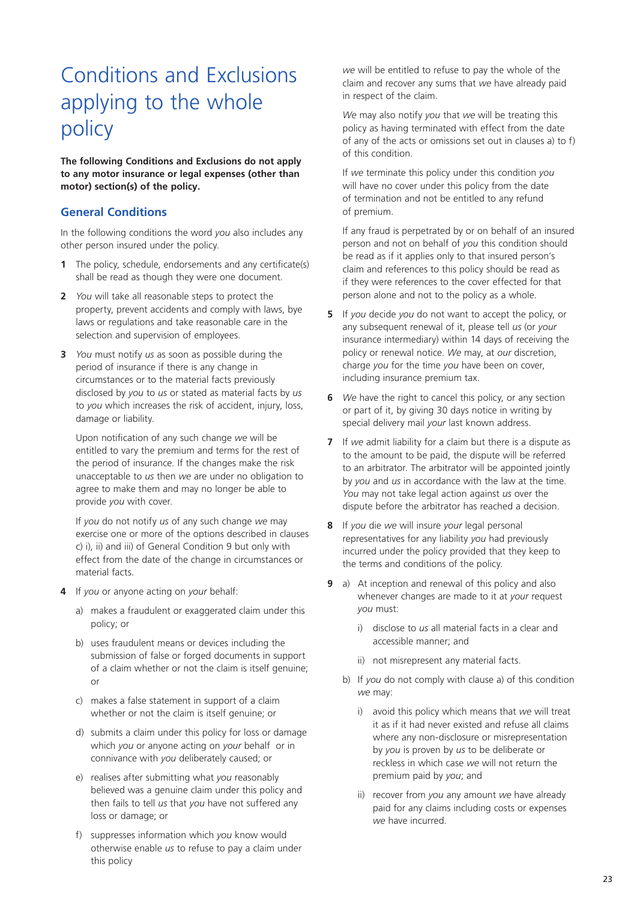# Conditions and Exclusions applying to the whole policy

**The following Conditions and Exclusions do not apply to any motor insurance or legal expenses (other than motor) section(s) of the policy.**

## General Conditions

In the following conditions the word *you* also includes any other person insured under the policy.

**1** The policy, schedule, endorsements and any certificate(s) shall be read as though they were one document.

**2** *You* will take all reasonable steps to protect the property, prevent accidents and comply with laws, bye laws or regulations and take reasonable care in the selection and supervision of employees.

**3** *You* must notify *us* as soon as possible during the period of insurance if there is any change in circumstances or to the material facts previously disclosed by *you* to *us* or stated as material facts by *us* to *you* which increases the risk of accident, injury, loss, damage or liability.

Upon notification of any such change *we* will be entitled to vary the premium and terms for the rest of the period of insurance. If the changes make the risk unacceptable to *us* then *we* are under no obligation to agree to make them and may no longer be able to provide *you* with cover.

If *you* do not notify *us* of any such change *we* may exercise one or more of the options described in clauses c) i), ii) and iii) of General Condition 9 but only with effect from the date of the change in circumstances or material facts.

**4** If *you* or anyone acting on *your* behalf:

a) makes a fraudulent or exaggerated claim under this policy; or

b) uses fraudulent means or devices including the submission of false or forged documents in support of a claim whether or not the claim is itself genuine; or

c) makes a false statement in support of a claim whether or not the claim is itself genuine; or

d) submits a claim under this policy for loss or damage which *you* or anyone acting on *your* behalf or in connivance with *you* deliberately caused; or

e) realises after submitting what *you* reasonably believed was a genuine claim under this policy and then fails to tell *us* that *you* have not suffered any loss or damage; or

f) suppresses information which *you* know would otherwise enable *us* to refuse to pay a claim under this policy

*we* will be entitled to refuse to pay the whole of the claim and recover any sums that *we* have already paid in respect of the claim.

*We* may also notify *you* that *we* will be treating this policy as having terminated with effect from the date of any of the acts or omissions set out in clauses a) to f) of this condition.

If *we* terminate this policy under this condition *you* will have no cover under this policy from the date of termination and not be entitled to any refund of premium.

If any fraud is perpetrated by or on behalf of an insured person and not on behalf of *you* this condition should be read as if it applies only to that insured person's claim and references to this policy should be read as if they were references to the cover effected for that person alone and not to the policy as a whole.

**5** If *you* decide *you* do not want to accept the policy, or any subsequent renewal of it, please tell *us* (or *your* insurance intermediary) within 14 days of receiving the policy or renewal notice. *We* may, at *our* discretion, charge *you* for the time *you* have been on cover, including insurance premium tax.

**6** *We* have the right to cancel this policy, or any section or part of it, by giving 30 days notice in writing by special delivery mail *your* last known address.

**7** If *we* admit liability for a claim but there is a dispute as to the amount to be paid, the dispute will be referred to an arbitrator. The arbitrator will be appointed jointly by *you* and *us* in accordance with the law at the time. *You* may not take legal action against *us* over the dispute before the arbitrator has reached a decision.

**8** If *you* die *we* will insure *your* legal personal representatives for any liability *you* had previously incurred under the policy provided that they keep to the terms and conditions of the policy.

**9** a) At inception and renewal of this policy and also whenever changes are made to it at *your* request *you* must:

i) disclose to *us* all material facts in a clear and accessible manner; and

ii) not misrepresent any material facts.

b) If *you* do not comply with clause a) of this condition *we* may:

i) avoid this policy which means that *we* will treat it as if it had never existed and refuse all claims where any non-disclosure or misrepresentation by *you* is proven by *us* to be deliberate or reckless in which case *we* will not return the premium paid by *you*; and

ii) recover from *you* any amount *we* have already paid for any claims including costs or expenses *we* have incurred.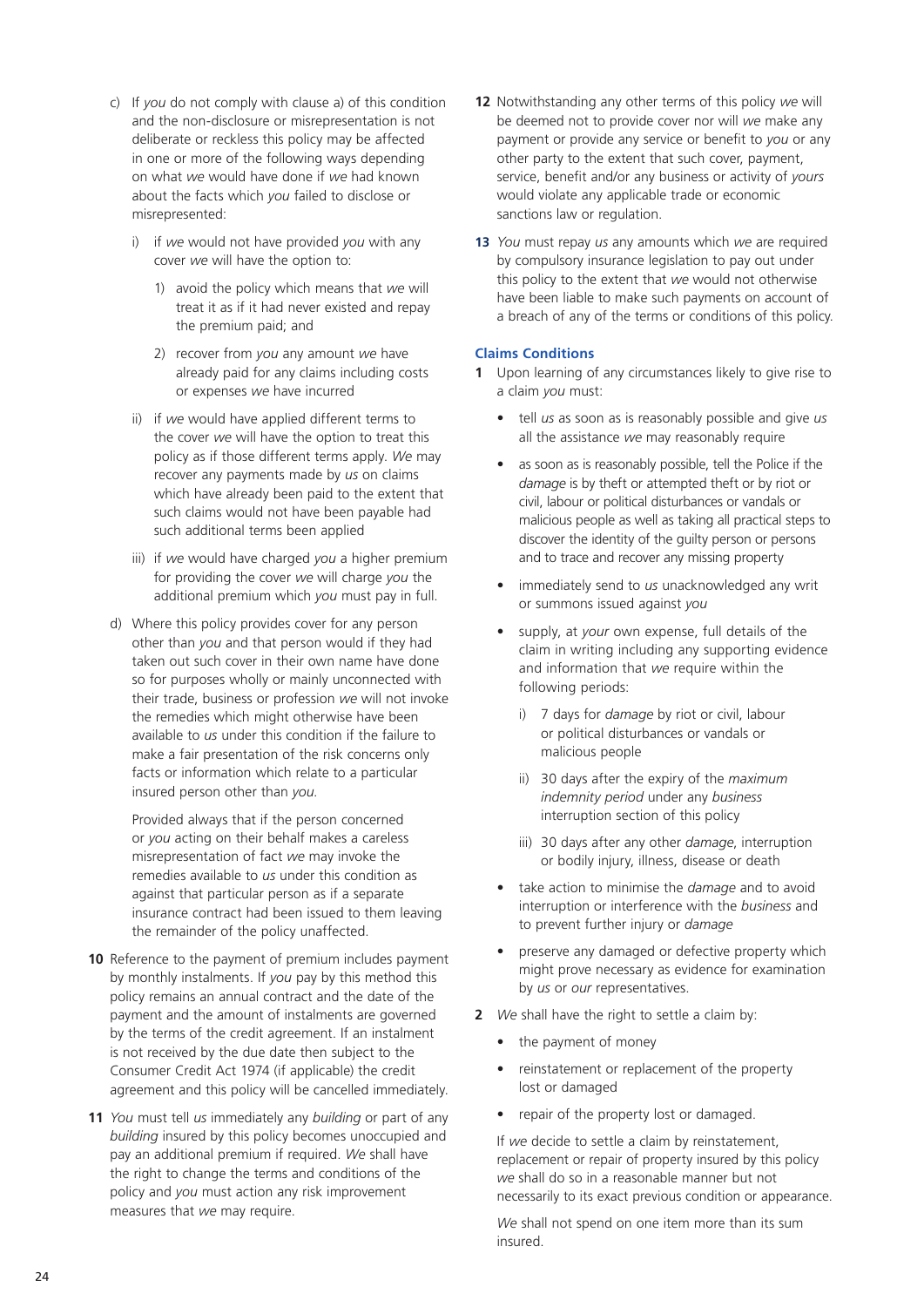c) If *you* do not comply with clause a) of this condition and the non-disclosure or misrepresentation is not deliberate or reckless this policy may be affected in one or more of the following ways depending on what *we* would have done if *we* had known about the facts which *you* failed to disclose or misrepresented:

   i) if *we* would not have provided *you* with any cover *we* will have the option to:

      1) avoid the policy which means that *we* will treat it as if it had never existed and repay the premium paid; and

      2) recover from *you* any amount *we* have already paid for any claims including costs or expenses *we* have incurred

   ii) if *we* would have applied different terms to the cover *we* will have the option to treat this policy as if those different terms apply. *We* may recover any payments made by *us* on claims which have already been paid to the extent that such claims would not have been payable had such additional terms been applied

   iii) if *we* would have charged *you* a higher premium for providing the cover *we* will charge *you* the additional premium which *you* must pay in full.

d) Where this policy provides cover for any person other than *you* and that person would if they had taken out such cover in their own name have done so for purposes wholly or mainly unconnected with their trade, business or profession *we* will not invoke the remedies which might otherwise have been available to *us* under this condition if the failure to make a fair presentation of the risk concerns only facts or information which relate to a particular insured person other than *you*.

   Provided always that if the person concerned or *you* acting on their behalf makes a careless misrepresentation of fact *we* may invoke the remedies available to *us* under this condition as against that particular person as if a separate insurance contract had been issued to them leaving the remainder of the policy unaffected.

**10** Reference to the payment of premium includes payment by monthly instalments. If *you* pay by this method this policy remains an annual contract and the date of the payment and the amount of instalments are governed by the terms of the credit agreement. If an instalment is not received by the due date then subject to the Consumer Credit Act 1974 (if applicable) the credit agreement and this policy will be cancelled immediately.

**11** *You* must tell *us* immediately any *building* or part of any *building* insured by this policy becomes unoccupied and pay an additional premium if required. *We* shall have the right to change the terms and conditions of the policy and *you* must action any risk improvement measures that *we* may require.

**12** Notwithstanding any other terms of this policy *we* will be deemed not to provide cover nor will *we* make any payment or provide any service or benefit to *you* or any other party to the extent that such cover, payment, service, benefit and/or any business or activity of *yours* would violate any applicable trade or economic sanctions law or regulation.

**13** *You* must repay *us* any amounts which *we* are required by compulsory insurance legislation to pay out under this policy to the extent that *we* would not otherwise have been liable to make such payments on account of a breach of any of the terms or conditions of this policy.

### Claims Conditions

**1** Upon learning of any circumstances likely to give rise to a claim *you* must:

- tell *us* as soon as is reasonably possible and give *us* all the assistance *we* may reasonably require
- as soon as is reasonably possible, tell the Police if the *damage* is by theft or attempted theft or by riot or civil, labour or political disturbances or vandals or malicious people as well as taking all practical steps to discover the identity of the guilty person or persons and to trace and recover any missing property
- immediately send to *us* unacknowledged any writ or summons issued against *you*
- supply, at *your* own expense, full details of the claim in writing including any supporting evidence and information that *we* require within the following periods:

   i) 7 days for *damage* by riot or civil, labour or political disturbances or vandals or malicious people

   ii) 30 days after the expiry of the *maximum indemnity period* under any *business* interruption section of this policy

   iii) 30 days after any other *damage*, interruption or bodily injury, illness, disease or death

- take action to minimise the *damage* and to avoid interruption or interference with the *business* and to prevent further injury or *damage*
- preserve any damaged or defective property which might prove necessary as evidence for examination by *us* or *our* representatives.

**2** *We* shall have the right to settle a claim by:

- the payment of money
- reinstatement or replacement of the property lost or damaged
- repair of the property lost or damaged.

If *we* decide to settle a claim by reinstatement, replacement or repair of property insured by this policy *we* shall do so in a reasonable manner but not necessarily to its exact previous condition or appearance.

*We* shall not spend on one item more than its sum insured.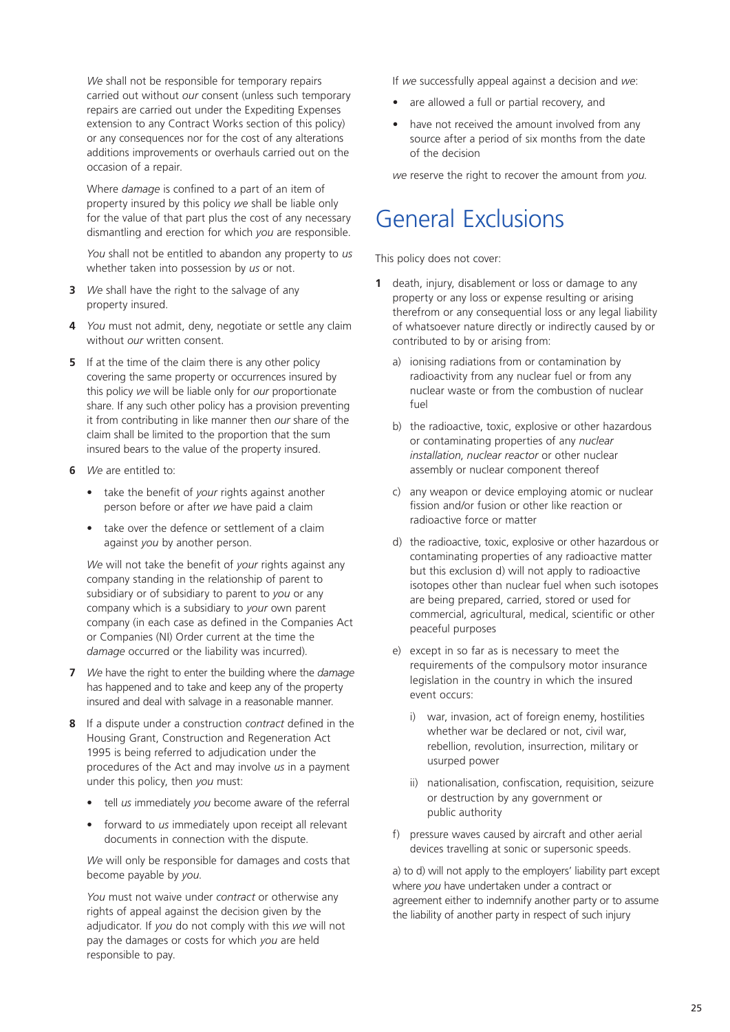*We* shall not be responsible for temporary repairs carried out without *our* consent (unless such temporary repairs are carried out under the Expediting Expenses extension to any Contract Works section of this policy) or any consequences nor for the cost of any alterations additions improvements or overhauls carried out on the occasion of a repair.

Where *damage* is confined to a part of an item of property insured by this policy *we* shall be liable only for the value of that part plus the cost of any necessary dismantling and erection for which *you* are responsible.

*You* shall not be entitled to abandon any property to *us* whether taken into possession by *us* or not.

**3** *We* shall have the right to the salvage of any property insured.

**4** *You* must not admit, deny, negotiate or settle any claim without *our* written consent.

**5** If at the time of the claim there is any other policy covering the same property or occurrences insured by this policy *we* will be liable only for *our* proportionate share. If any such other policy has a provision preventing it from contributing in like manner then *our* share of the claim shall be limited to the proportion that the sum insured bears to the value of the property insured.

**6** *We* are entitled to:

- take the benefit of *your* rights against another person before or after *we* have paid a claim
- take over the defence or settlement of a claim against *you* by another person.

*We* will not take the benefit of *your* rights against any company standing in the relationship of parent to subsidiary or of subsidiary to parent to *you* or any company which is a subsidiary to *your* own parent company (in each case as defined in the Companies Act or Companies (NI) Order current at the time the *damage* occurred or the liability was incurred).

**7** *We* have the right to enter the building where the *damage* has happened and to take and keep any of the property insured and deal with salvage in a reasonable manner.

**8** If a dispute under a construction *contract* defined in the Housing Grant, Construction and Regeneration Act 1995 is being referred to adjudication under the procedures of the Act and may involve *us* in a payment under this policy, then *you* must:

- tell *us* immediately *you* become aware of the referral
- forward to *us* immediately upon receipt all relevant documents in connection with the dispute.

*We* will only be responsible for damages and costs that become payable by *you*.

*You* must not waive under *contract* or otherwise any rights of appeal against the decision given by the adjudicator. If *you* do not comply with this *we* will not pay the damages or costs for which *you* are held responsible to pay.

If *we* successfully appeal against a decision and *we*:

- are allowed a full or partial recovery, and
- have not received the amount involved from any source after a period of six months from the date of the decision

*we* reserve the right to recover the amount from *you*.

# General Exclusions

This policy does not cover:

**1** death, injury, disablement or loss or damage to any property or any loss or expense resulting or arising therefrom or any consequential loss or any legal liability of whatsoever nature directly or indirectly caused by or contributed to by or arising from:

a) ionising radiations from or contamination by radioactivity from any nuclear fuel or from any nuclear waste or from the combustion of nuclear fuel

b) the radioactive, toxic, explosive or other hazardous or contaminating properties of any *nuclear installation*, *nuclear reactor* or other nuclear assembly or nuclear component thereof

c) any weapon or device employing atomic or nuclear fission and/or fusion or other like reaction or radioactive force or matter

d) the radioactive, toxic, explosive or other hazardous or contaminating properties of any radioactive matter but this exclusion d) will not apply to radioactive isotopes other than nuclear fuel when such isotopes are being prepared, carried, stored or used for commercial, agricultural, medical, scientific or other peaceful purposes

e) except in so far as is necessary to meet the requirements of the compulsory motor insurance legislation in the country in which the insured event occurs:

   i) war, invasion, act of foreign enemy, hostilities whether war be declared or not, civil war, rebellion, revolution, insurrection, military or usurped power

   ii) nationalisation, confiscation, requisition, seizure or destruction by any government or public authority

f) pressure waves caused by aircraft and other aerial devices travelling at sonic or supersonic speeds.

a) to d) will not apply to the employers' liability part except where *you* have undertaken under a contract or agreement either to indemnify another party or to assume the liability of another party in respect of such injury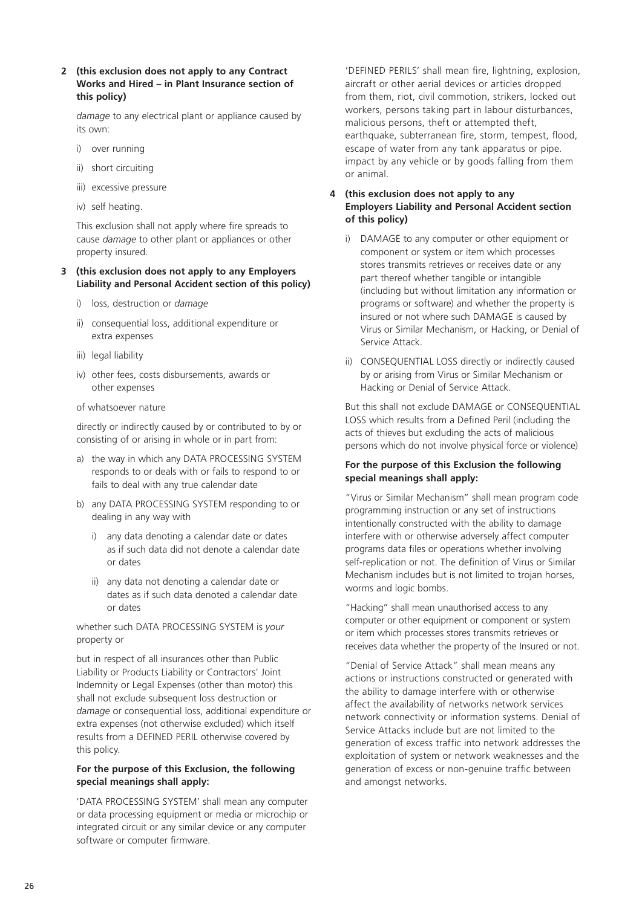**2 (this exclusion does not apply to any Contract Works and Hired – in Plant Insurance section of this policy)**

*damage* to any electrical plant or appliance caused by its own:

i) over running

ii) short circuiting

iii) excessive pressure

iv) self heating.

This exclusion shall not apply where fire spreads to cause *damage* to other plant or appliances or other property insured.

**3 (this exclusion does not apply to any Employers Liability and Personal Accident section of this policy)**

i) loss, destruction or *damage*

ii) consequential loss, additional expenditure or extra expenses

iii) legal liability

iv) other fees, costs disbursements, awards or other expenses

of whatsoever nature

directly or indirectly caused by or contributed to by or consisting of or arising in whole or in part from:

a) the way in which any DATA PROCESSING SYSTEM responds to or deals with or fails to respond to or fails to deal with any true calendar date

b) any DATA PROCESSING SYSTEM responding to or dealing in any way with

   i) any data denoting a calendar date or dates as if such data did not denote a calendar date or dates

   ii) any data not denoting a calendar date or dates as if such data denoted a calendar date or dates

whether such DATA PROCESSING SYSTEM is *your* property or

but in respect of all insurances other than Public Liability or Products Liability or Contractors' Joint Indemnity or Legal Expenses (other than motor) this shall not exclude subsequent loss destruction or *damage* or consequential loss, additional expenditure or extra expenses (not otherwise excluded) which itself results from a DEFINED PERIL otherwise covered by this policy.

**For the purpose of this Exclusion, the following special meanings shall apply:**

'DATA PROCESSING SYSTEM' shall mean any computer or data processing equipment or media or microchip or integrated circuit or any similar device or any computer software or computer firmware.

'DEFINED PERILS' shall mean fire, lightning, explosion, aircraft or other aerial devices or articles dropped from them, riot, civil commotion, strikers, locked out workers, persons taking part in labour disturbances, malicious persons, theft or attempted theft, earthquake, subterranean fire, storm, tempest, flood, escape of water from any tank apparatus or pipe. impact by any vehicle or by goods falling from them or animal.

**4 (this exclusion does not apply to any Employers Liability and Personal Accident section of this policy)**

i) DAMAGE to any computer or other equipment or component or system or item which processes stores transmits retrieves or receives date or any part thereof whether tangible or intangible (including but without limitation any information or programs or software) and whether the property is insured or not where such DAMAGE is caused by Virus or Similar Mechanism, or Hacking, or Denial of Service Attack.

ii) CONSEQUENTIAL LOSS directly or indirectly caused by or arising from Virus or Similar Mechanism or Hacking or Denial of Service Attack.

But this shall not exclude DAMAGE or CONSEQUENTIAL LOSS which results from a Defined Peril (including the acts of thieves but excluding the acts of malicious persons which do not involve physical force or violence)

**For the purpose of this Exclusion the following special meanings shall apply:**

"Virus or Similar Mechanism" shall mean program code programming instruction or any set of instructions intentionally constructed with the ability to damage interfere with or otherwise adversely affect computer programs data files or operations whether involving self-replication or not. The definition of Virus or Similar Mechanism includes but is not limited to trojan horses, worms and logic bombs.

"Hacking" shall mean unauthorised access to any computer or other equipment or component or system or item which processes stores transmits retrieves or receives data whether the property of the Insured or not.

"Denial of Service Attack" shall mean means any actions or instructions constructed or generated with the ability to damage interfere with or otherwise affect the availability of networks network services network connectivity or information systems. Denial of Service Attacks include but are not limited to the generation of excess traffic into network addresses the exploitation of system or network weaknesses and the generation of excess or non-genuine traffic between and amongst networks.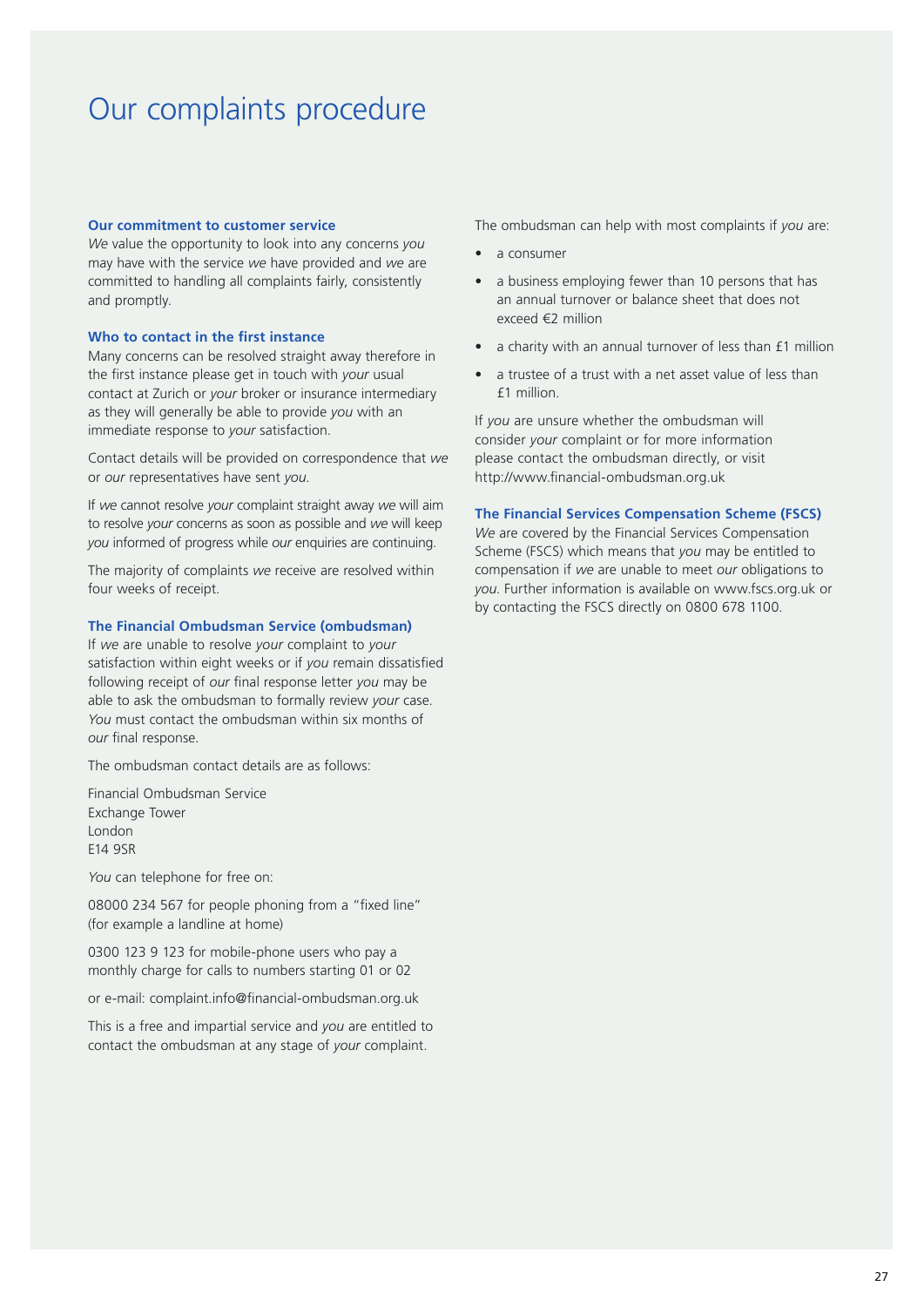# Our complaints procedure

### Our commitment to customer service

*We* value the opportunity to look into any concerns *you* may have with the service *we* have provided and *we* are committed to handling all complaints fairly, consistently and promptly.

### Who to contact in the first instance

Many concerns can be resolved straight away therefore in the first instance please get in touch with *your* usual contact at Zurich or *your* broker or insurance intermediary as they will generally be able to provide *you* with an immediate response to *your* satisfaction.

Contact details will be provided on correspondence that *we* or *our* representatives have sent *you*.

If *we* cannot resolve *your* complaint straight away *we* will aim to resolve *your* concerns as soon as possible and *we* will keep *you* informed of progress while *our* enquiries are continuing.

The majority of complaints *we* receive are resolved within four weeks of receipt.

### The Financial Ombudsman Service (ombudsman)

If *we* are unable to resolve *your* complaint to *your* satisfaction within eight weeks or if *you* remain dissatisfied following receipt of *our* final response letter *you* may be able to ask the ombudsman to formally review *your* case. *You* must contact the ombudsman within six months of *our* final response.

The ombudsman contact details are as follows:

Financial Ombudsman Service
Exchange Tower
London
E14 9SR

*You* can telephone for free on:

08000 234 567 for people phoning from a "fixed line" (for example a landline at home)

0300 123 9 123 for mobile-phone users who pay a monthly charge for calls to numbers starting 01 or 02

or e-mail: complaint.info@financial-ombudsman.org.uk

This is a free and impartial service and *you* are entitled to contact the ombudsman at any stage of *your* complaint.

The ombudsman can help with most complaints if *you* are:

- a consumer
- a business employing fewer than 10 persons that has an annual turnover or balance sheet that does not exceed €2 million
- a charity with an annual turnover of less than £1 million
- a trustee of a trust with a net asset value of less than £1 million.

If *you* are unsure whether the ombudsman will consider *your* complaint or for more information please contact the ombudsman directly, or visit http://www.financial-ombudsman.org.uk

### The Financial Services Compensation Scheme (FSCS)

*We* are covered by the Financial Services Compensation Scheme (FSCS) which means that *you* may be entitled to compensation if *we* are unable to meet *our* obligations to *you*. Further information is available on www.fscs.org.uk or by contacting the FSCS directly on 0800 678 1100.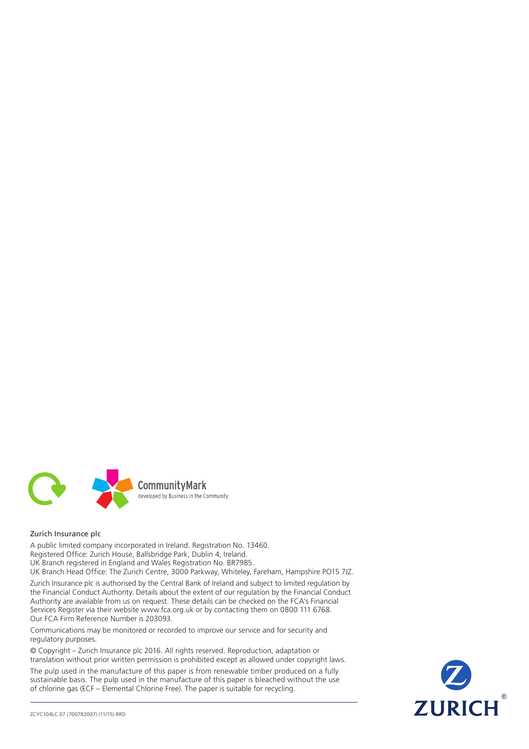CommunityMark
developed by Business in the Community

Zurich Insurance plc

A public limited company incorporated in Ireland. Registration No. 13460.
Registered Office: Zurich House, Ballsbridge Park, Dublin 4, Ireland.
UK Branch registered in England and Wales Registration No. BR7985.
UK Branch Head Office: The Zurich Centre, 3000 Parkway, Whiteley, Fareham, Hampshire PO15 7JZ.

Zurich Insurance plc is authorised by the Central Bank of Ireland and subject to limited regulation by the Financial Conduct Authority. Details about the extent of our regulation by the Financial Conduct Authority are available from us on request. These details can be checked on the FCA's Financial Services Register via their website www.fca.org.uk or by contacting them on 0800 111 6768. Our FCA Firm Reference Number is 203093.

Communications may be monitored or recorded to improve our service and for security and regulatory purposes.

© Copyright – Zurich Insurance plc 2016. All rights reserved. Reproduction, adaptation or translation without prior written permission is prohibited except as allowed under copyright laws.

The pulp used in the manufacture of this paper is from renewable timber produced on a fully sustainable basis. The pulp used in the manufacture of this paper is bleached without the use of chlorine gas (ECF – Elemental Chlorine Free). The paper is suitable for recycling.

ZCYC104LC.07 (700782007) (11/15) RRD

ZURICH®